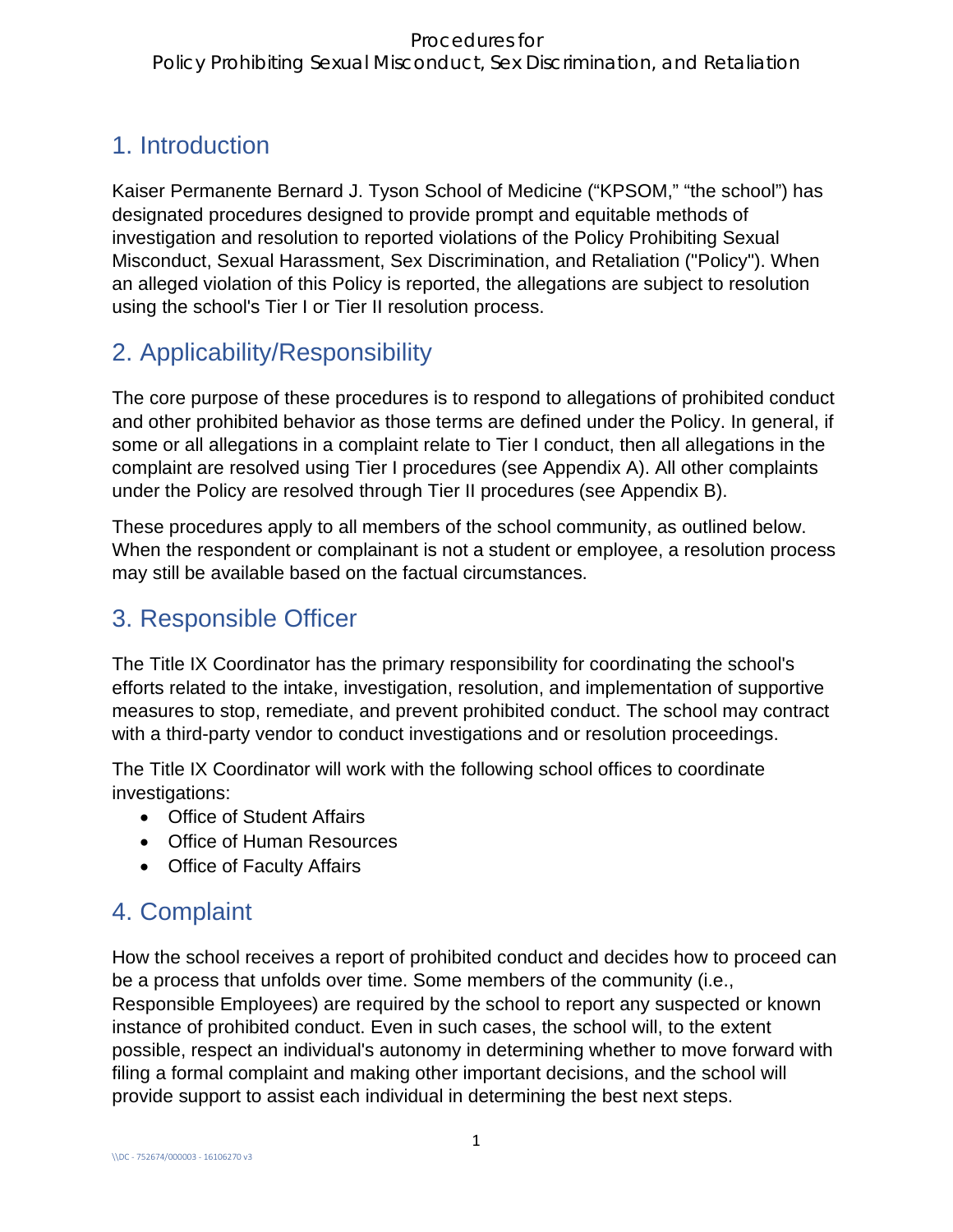# Procedures for Policy Prohibiting Sexual Misconduct, Sex Discrimination, and Retaliation

## 1. Introduction

Kaiser Permanente Bernard J. Tyson School of Medicine ("KPSOM," "the school") has designated procedures designed to provide prompt and equitable methods of investigation and resolution to reported violations of the Policy Prohibiting Sexual Misconduct, Sexual Harassment, Sex Discrimination, and Retaliation ("Policy"). When an alleged violation of this Policy is reported, the allegations are subject to resolution using the school's Tier I or Tier II resolution process.

## 2. Applicability/Responsibility

The core purpose of these procedures is to respond to allegations of prohibited conduct and other prohibited behavior as those terms are defined under the Policy. In general, if some or all allegations in a complaint relate to Tier I conduct, then all allegations in the complaint are resolved using Tier I procedures (see Appendix A). All other complaints under the Policy are resolved through Tier II procedures (see Appendix B).

These procedures apply to all members of the school community, as outlined below. When the respondent or complainant is not a student or employee, a resolution process may still be available based on the factual circumstances.

## 3. Responsible Officer

The Title IX Coordinator has the primary responsibility for coordinating the school's efforts related to the intake, investigation, resolution, and implementation of supportive measures to stop, remediate, and prevent prohibited conduct. The school may contract with a third-party vendor to conduct investigations and or resolution proceedings.

The Title IX Coordinator will work with the following school offices to coordinate investigations:

- Office of Student Affairs
- Office of Human Resources
- Office of Faculty Affairs

## 4. Complaint

How the school receives a report of prohibited conduct and decides how to proceed can be a process that unfolds over time. Some members of the community (i.e., Responsible Employees) are required by the school to report any suspected or known instance of prohibited conduct. Even in such cases, the school will, to the extent possible, respect an individual's autonomy in determining whether to move forward with filing a formal complaint and making other important decisions, and the school will provide support to assist each individual in determining the best next steps.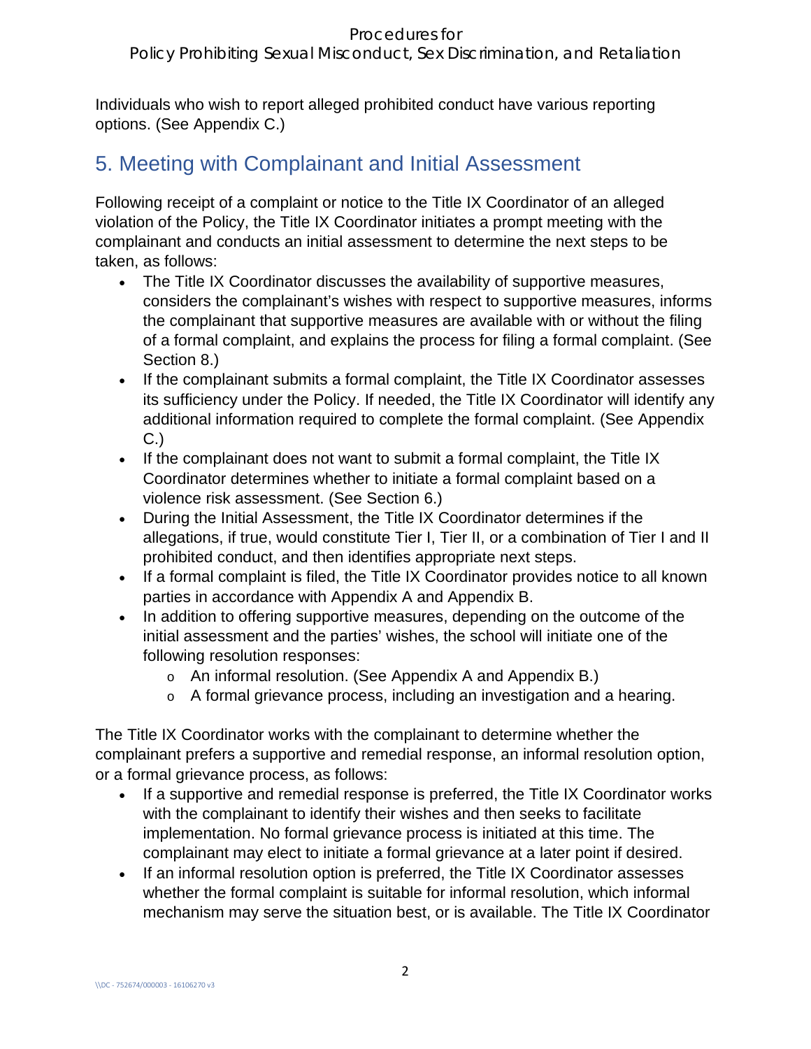Individuals who wish to report alleged prohibited conduct have various reporting options. (See Appendix C.)

## 5. Meeting with Complainant and Initial Assessment

Following receipt of a complaint or notice to the Title IX Coordinator of an alleged violation of the Policy, the Title IX Coordinator initiates a prompt meeting with the complainant and conducts an initial assessment to determine the next steps to be taken, as follows:

- The Title IX Coordinator discusses the availability of supportive measures, considers the complainant's wishes with respect to supportive measures, informs the complainant that supportive measures are available with or without the filing of a formal complaint, and explains the process for filing a formal complaint. (See Section 8.)
- If the complainant submits a formal complaint, the Title IX Coordinator assesses its sufficiency under the Policy. If needed, the Title IX Coordinator will identify any additional information required to complete the formal complaint. (See Appendix C.)
- If the complainant does not want to submit a formal complaint, the Title IX Coordinator determines whether to initiate a formal complaint based on a violence risk assessment. (See Section 6.)
- During the Initial Assessment, the Title IX Coordinator determines if the allegations, if true, would constitute Tier I, Tier II, or a combination of Tier I and II prohibited conduct, and then identifies appropriate next steps.
- If a formal complaint is filed, the Title IX Coordinator provides notice to all known parties in accordance with Appendix A and Appendix B.
- In addition to offering supportive measures, depending on the outcome of the initial assessment and the parties' wishes, the school will initiate one of the following resolution responses:
    - An informal resolution. (See Appendix A and Appendix B.)
    - A formal grievance process, including an investigation and a hearing.

The Title IX Coordinator works with the complainant to determine whether the complainant prefers a supportive and remedial response, an informal resolution option, or a formal grievance process, as follows:

- If a supportive and remedial response is preferred, the Title IX Coordinator works with the complainant to identify their wishes and then seeks to facilitate implementation. No formal grievance process is initiated at this time. The complainant may elect to initiate a formal grievance at a later point if desired.
- If an informal resolution option is preferred, the Title IX Coordinator assesses whether the formal complaint is suitable for informal resolution, which informal mechanism may serve the situation best, or is available. The Title IX Coordinator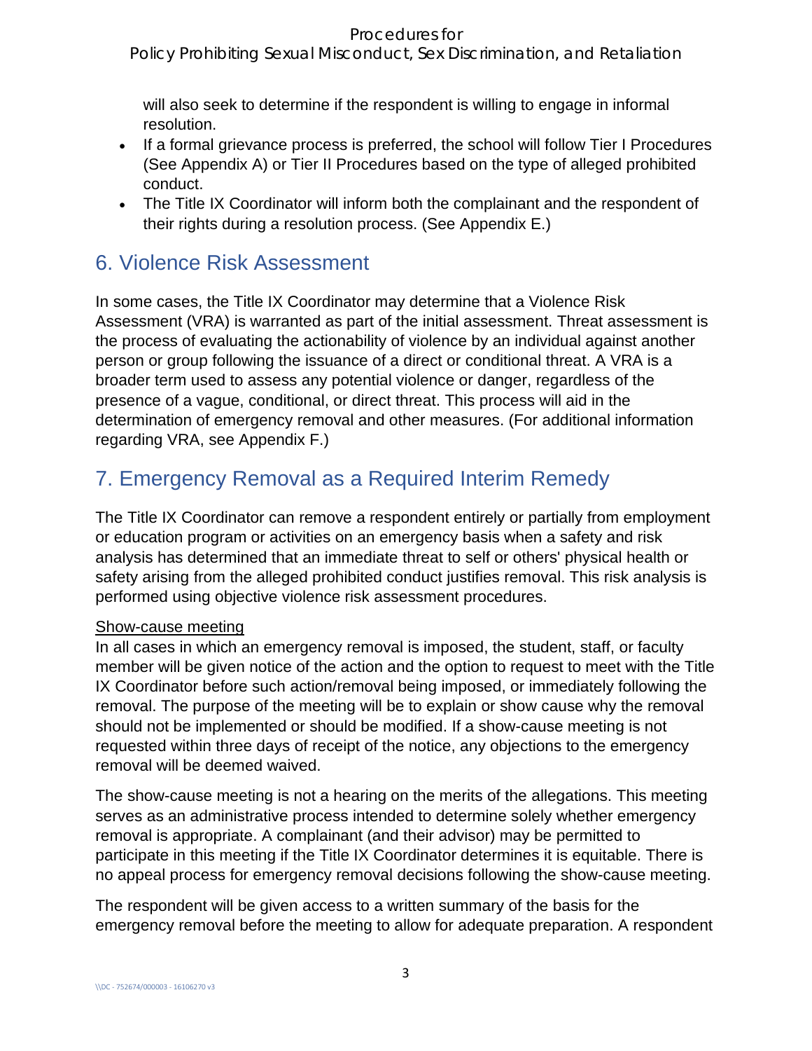will also seek to determine if the respondent is willing to engage in informal resolution.

- If a formal grievance process is preferred, the school will follow Tier I Procedures (See Appendix A) or Tier II Procedures based on the type of alleged prohibited conduct.
- The Title IX Coordinator will inform both the complainant and the respondent of their rights during a resolution process. (See Appendix E.)

## 6. Violence Risk Assessment

In some cases, the Title IX Coordinator may determine that a Violence Risk Assessment (VRA) is warranted as part of the initial assessment. Threat assessment is the process of evaluating the actionability of violence by an individual against another person or group following the issuance of a direct or conditional threat. A VRA is a broader term used to assess any potential violence or danger, regardless of the presence of a vague, conditional, or direct threat. This process will aid in the determination of emergency removal and other measures. (For additional information regarding VRA, see Appendix F.)

## 7. Emergency Removal as a Required Interim Remedy

The Title IX Coordinator can remove a respondent entirely or partially from employment or education program or activities on an emergency basis when a safety and risk analysis has determined that an immediate threat to self or others' physical health or safety arising from the alleged prohibited conduct justifies removal. This risk analysis is performed using objective violence risk assessment procedures.

<u>Show-cause meeting</u>

In all cases in which an emergency removal is imposed, the student, staff, or faculty member will be given notice of the action and the option to request to meet with the Title IX Coordinator before such action/removal being imposed, or immediately following the removal. The purpose of the meeting will be to explain or show cause why the removal should not be implemented or should be modified. If a show-cause meeting is not requested within three days of receipt of the notice, any objections to the emergency removal will be deemed waived.

The show-cause meeting is not a hearing on the merits of the allegations. This meeting serves as an administrative process intended to determine solely whether emergency removal is appropriate. A complainant (and their advisor) may be permitted to participate in this meeting if the Title IX Coordinator determines it is equitable. There is no appeal process for emergency removal decisions following the show-cause meeting.

The respondent will be given access to a written summary of the basis for the emergency removal before the meeting to allow for adequate preparation. A respondent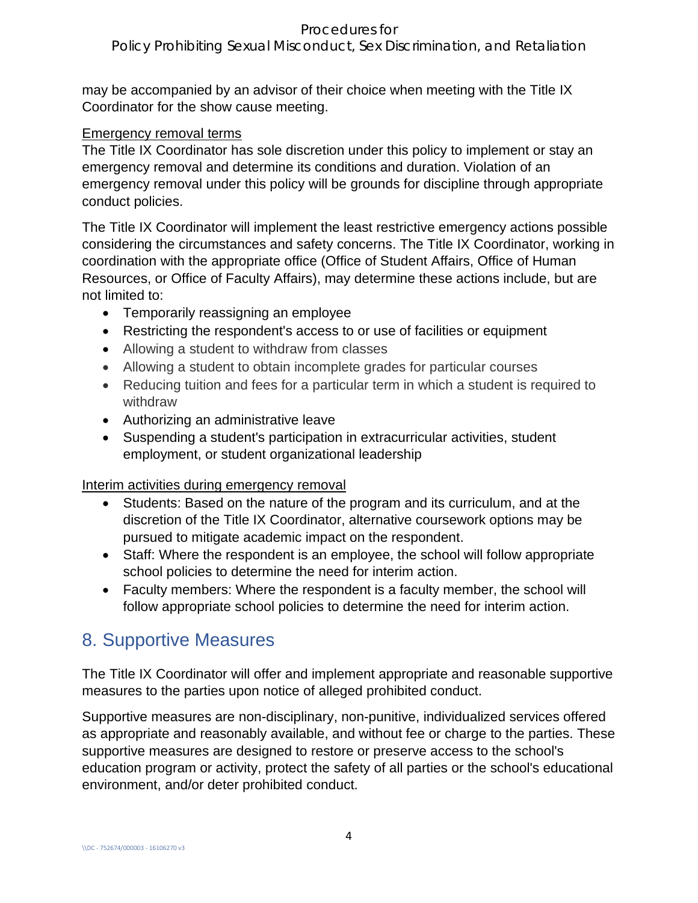may be accompanied by an advisor of their choice when meeting with the Title IX Coordinator for the show cause meeting.

Emergency removal terms

The Title IX Coordinator has sole discretion under this policy to implement or stay an emergency removal and determine its conditions and duration. Violation of an emergency removal under this policy will be grounds for discipline through appropriate conduct policies.

The Title IX Coordinator will implement the least restrictive emergency actions possible considering the circumstances and safety concerns. The Title IX Coordinator, working in coordination with the appropriate office (Office of Student Affairs, Office of Human Resources, or Office of Faculty Affairs), may determine these actions include, but are not limited to:

- Temporarily reassigning an employee
- Restricting the respondent's access to or use of facilities or equipment
- Allowing a student to withdraw from classes
- Allowing a student to obtain incomplete grades for particular courses
- Reducing tuition and fees for a particular term in which a student is required to withdraw
- Authorizing an administrative leave
- Suspending a student's participation in extracurricular activities, student employment, or student organizational leadership

Interim activities during emergency removal

- Students: Based on the nature of the program and its curriculum, and at the discretion of the Title IX Coordinator, alternative coursework options may be pursued to mitigate academic impact on the respondent.
- Staff: Where the respondent is an employee, the school will follow appropriate school policies to determine the need for interim action.
- Faculty members: Where the respondent is a faculty member, the school will follow appropriate school policies to determine the need for interim action.

## 8. Supportive Measures

The Title IX Coordinator will offer and implement appropriate and reasonable supportive measures to the parties upon notice of alleged prohibited conduct.

Supportive measures are non-disciplinary, non-punitive, individualized services offered as appropriate and reasonably available, and without fee or charge to the parties. These supportive measures are designed to restore or preserve access to the school's education program or activity, protect the safety of all parties or the school's educational environment, and/or deter prohibited conduct.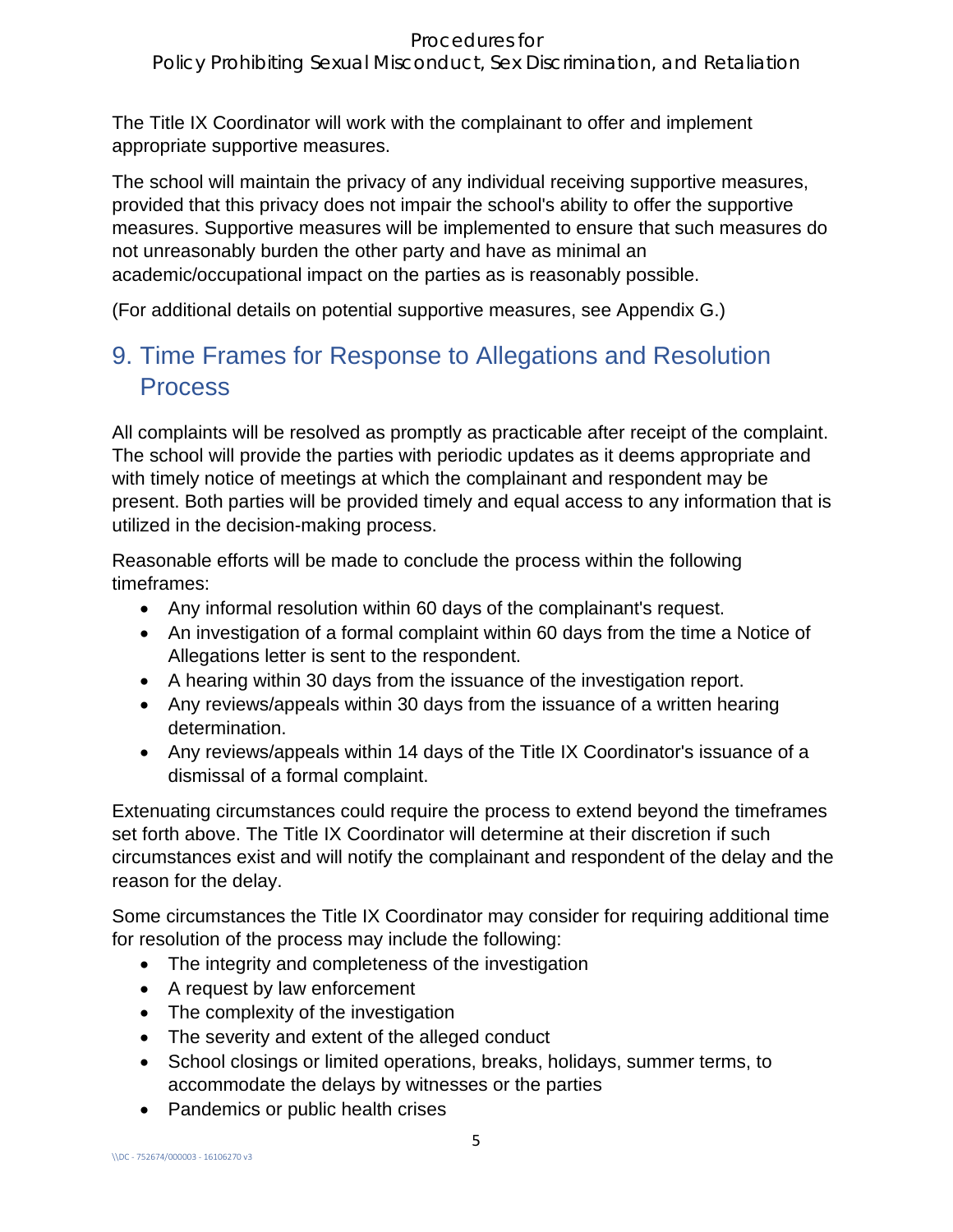The Title IX Coordinator will work with the complainant to offer and implement appropriate supportive measures.

The school will maintain the privacy of any individual receiving supportive measures, provided that this privacy does not impair the school's ability to offer the supportive measures. Supportive measures will be implemented to ensure that such measures do not unreasonably burden the other party and have as minimal an academic/occupational impact on the parties as is reasonably possible.

(For additional details on potential supportive measures, see Appendix G.)

## 9. Time Frames for Response to Allegations and Resolution Process

All complaints will be resolved as promptly as practicable after receipt of the complaint. The school will provide the parties with periodic updates as it deems appropriate and with timely notice of meetings at which the complainant and respondent may be present. Both parties will be provided timely and equal access to any information that is utilized in the decision-making process.

Reasonable efforts will be made to conclude the process within the following timeframes:

- Any informal resolution within 60 days of the complainant's request.
- An investigation of a formal complaint within 60 days from the time a Notice of Allegations letter is sent to the respondent.
- A hearing within 30 days from the issuance of the investigation report.
- Any reviews/appeals within 30 days from the issuance of a written hearing determination.
- Any reviews/appeals within 14 days of the Title IX Coordinator's issuance of a dismissal of a formal complaint.

Extenuating circumstances could require the process to extend beyond the timeframes set forth above. The Title IX Coordinator will determine at their discretion if such circumstances exist and will notify the complainant and respondent of the delay and the reason for the delay.

Some circumstances the Title IX Coordinator may consider for requiring additional time for resolution of the process may include the following:

- The integrity and completeness of the investigation
- A request by law enforcement
- The complexity of the investigation
- The severity and extent of the alleged conduct
- School closings or limited operations, breaks, holidays, summer terms, to accommodate the delays by witnesses or the parties
- Pandemics or public health crises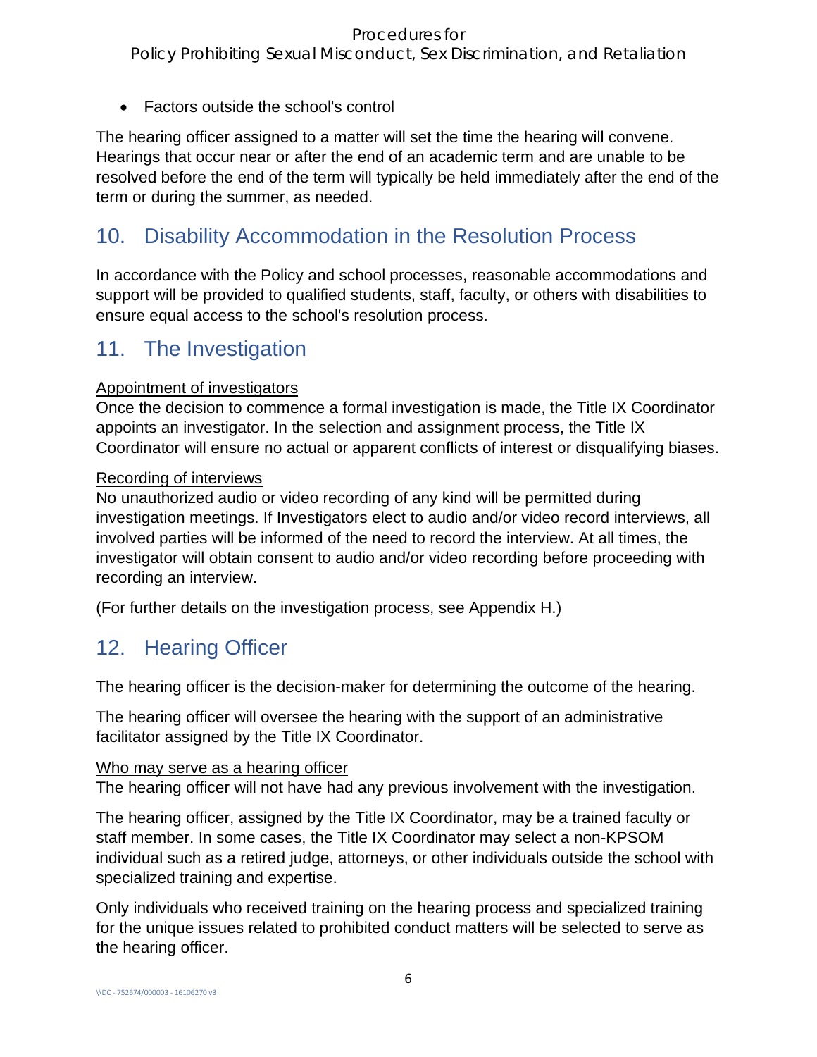- Factors outside the school's control

The hearing officer assigned to a matter will set the time the hearing will convene. Hearings that occur near or after the end of an academic term and are unable to be resolved before the end of the term will typically be held immediately after the end of the term or during the summer, as needed.

## 10. Disability Accommodation in the Resolution Process

In accordance with the Policy and school processes, reasonable accommodations and support will be provided to qualified students, staff, faculty, or others with disabilities to ensure equal access to the school's resolution process.

## 11. The Investigation

Appointment of investigators

Once the decision to commence a formal investigation is made, the Title IX Coordinator appoints an investigator. In the selection and assignment process, the Title IX Coordinator will ensure no actual or apparent conflicts of interest or disqualifying biases.

Recording of interviews

No unauthorized audio or video recording of any kind will be permitted during investigation meetings. If Investigators elect to audio and/or video record interviews, all involved parties will be informed of the need to record the interview. At all times, the investigator will obtain consent to audio and/or video recording before proceeding with recording an interview.

(For further details on the investigation process, see Appendix H.)

## 12. Hearing Officer

The hearing officer is the decision-maker for determining the outcome of the hearing.

The hearing officer will oversee the hearing with the support of an administrative facilitator assigned by the Title IX Coordinator.

Who may serve as a hearing officer

The hearing officer will not have had any previous involvement with the investigation.

The hearing officer, assigned by the Title IX Coordinator, may be a trained faculty or staff member. In some cases, the Title IX Coordinator may select a non-KPSOM individual such as a retired judge, attorneys, or other individuals outside the school with specialized training and expertise.

Only individuals who received training on the hearing process and specialized training for the unique issues related to prohibited conduct matters will be selected to serve as the hearing officer.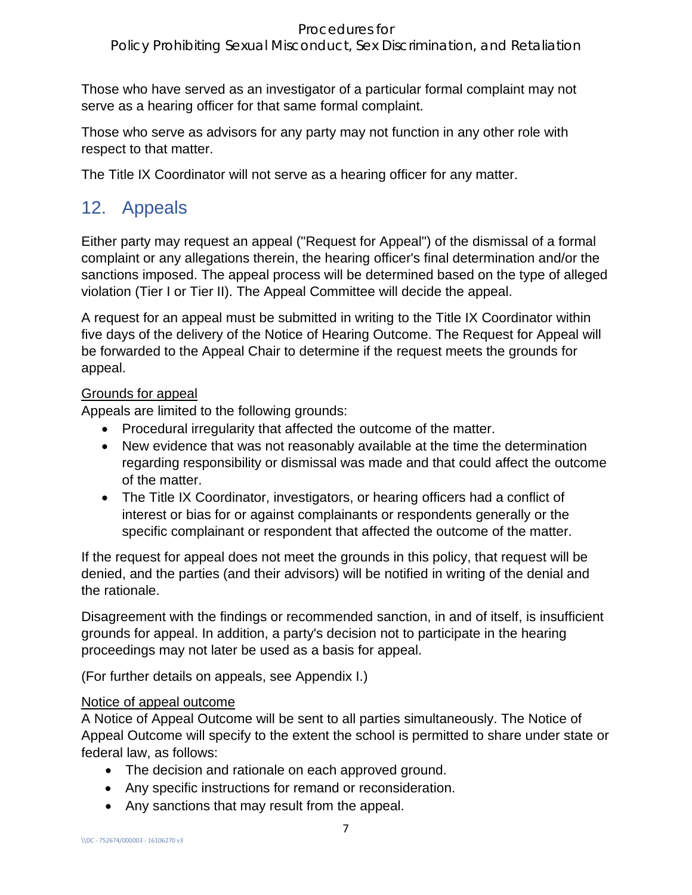Those who have served as an investigator of a particular formal complaint may not serve as a hearing officer for that same formal complaint.

Those who serve as advisors for any party may not function in any other role with respect to that matter.

The Title IX Coordinator will not serve as a hearing officer for any matter.

## 12. Appeals

Either party may request an appeal ("Request for Appeal") of the dismissal of a formal complaint or any allegations therein, the hearing officer's final determination and/or the sanctions imposed. The appeal process will be determined based on the type of alleged violation (Tier I or Tier II). The Appeal Committee will decide the appeal.

A request for an appeal must be submitted in writing to the Title IX Coordinator within five days of the delivery of the Notice of Hearing Outcome. The Request for Appeal will be forwarded to the Appeal Chair to determine if the request meets the grounds for appeal.

Grounds for appeal

Appeals are limited to the following grounds:

- Procedural irregularity that affected the outcome of the matter.
- New evidence that was not reasonably available at the time the determination regarding responsibility or dismissal was made and that could affect the outcome of the matter.
- The Title IX Coordinator, investigators, or hearing officers had a conflict of interest or bias for or against complainants or respondents generally or the specific complainant or respondent that affected the outcome of the matter.

If the request for appeal does not meet the grounds in this policy, that request will be denied, and the parties (and their advisors) will be notified in writing of the denial and the rationale.

Disagreement with the findings or recommended sanction, in and of itself, is insufficient grounds for appeal. In addition, a party's decision not to participate in the hearing proceedings may not later be used as a basis for appeal.

(For further details on appeals, see Appendix I.)

Notice of appeal outcome

A Notice of Appeal Outcome will be sent to all parties simultaneously. The Notice of Appeal Outcome will specify to the extent the school is permitted to share under state or federal law, as follows:

- The decision and rationale on each approved ground.
- Any specific instructions for remand or reconsideration.
- Any sanctions that may result from the appeal.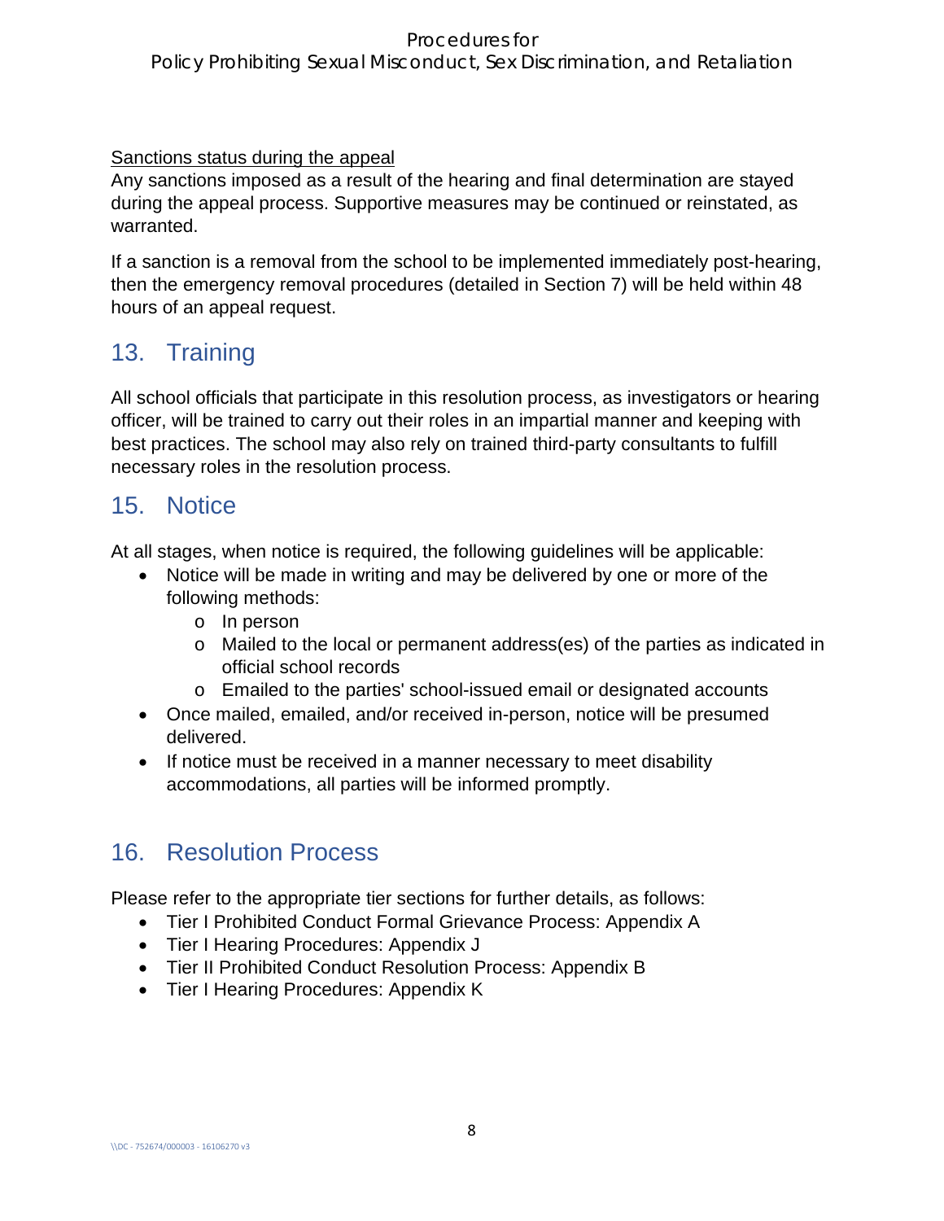Sanctions status during the appeal

Any sanctions imposed as a result of the hearing and final determination are stayed during the appeal process. Supportive measures may be continued or reinstated, as warranted.

If a sanction is a removal from the school to be implemented immediately post-hearing, then the emergency removal procedures (detailed in Section 7) will be held within 48 hours of an appeal request.

## 13. Training

All school officials that participate in this resolution process, as investigators or hearing officer, will be trained to carry out their roles in an impartial manner and keeping with best practices. The school may also rely on trained third-party consultants to fulfill necessary roles in the resolution process.

## 15. Notice

At all stages, when notice is required, the following guidelines will be applicable:

- Notice will be made in writing and may be delivered by one or more of the following methods:
  - In person
  - Mailed to the local or permanent address(es) of the parties as indicated in official school records
  - Emailed to the parties' school-issued email or designated accounts
- Once mailed, emailed, and/or received in-person, notice will be presumed delivered.
- If notice must be received in a manner necessary to meet disability accommodations, all parties will be informed promptly.

## 16. Resolution Process

Please refer to the appropriate tier sections for further details, as follows:

- Tier I Prohibited Conduct Formal Grievance Process: Appendix A
- Tier I Hearing Procedures: Appendix J
- Tier II Prohibited Conduct Resolution Process: Appendix B
- Tier I Hearing Procedures: Appendix K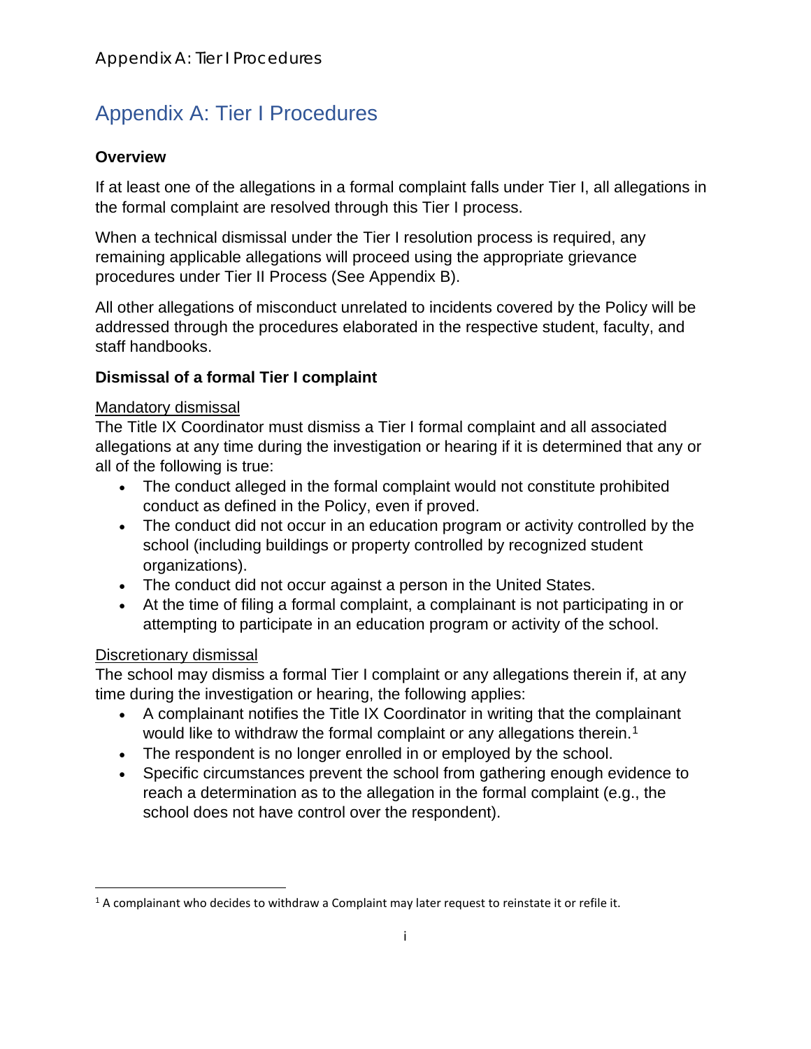# Appendix A: Tier I Procedures

### Overview

If at least one of the allegations in a formal complaint falls under Tier I, all allegations in the formal complaint are resolved through this Tier I process.

When a technical dismissal under the Tier I resolution process is required, any remaining applicable allegations will proceed using the appropriate grievance procedures under Tier II Process (See Appendix B).

All other allegations of misconduct unrelated to incidents covered by the Policy will be addressed through the procedures elaborated in the respective student, faculty, and staff handbooks.

### Dismissal of a formal Tier I complaint

<u>Mandatory dismissal</u>
The Title IX Coordinator must dismiss a Tier I formal complaint and all associated allegations at any time during the investigation or hearing if it is determined that any or all of the following is true:

- The conduct alleged in the formal complaint would not constitute prohibited conduct as defined in the Policy, even if proved.
- The conduct did not occur in an education program or activity controlled by the school (including buildings or property controlled by recognized student organizations).
- The conduct did not occur against a person in the United States.
- At the time of filing a formal complaint, a complainant is not participating in or attempting to participate in an education program or activity of the school.

<u>Discretionary dismissal</u>
The school may dismiss a formal Tier I complaint or any allegations therein if, at any time during the investigation or hearing, the following applies:

- A complainant notifies the Title IX Coordinator in writing that the complainant would like to withdraw the formal complaint or any allegations therein.[1]
- The respondent is no longer enrolled in or employed by the school.
- Specific circumstances prevent the school from gathering enough evidence to reach a determination as to the allegation in the formal complaint (e.g., the school does not have control over the respondent).

[1] A complainant who decides to withdraw a Complaint may later request to reinstate it or refile it.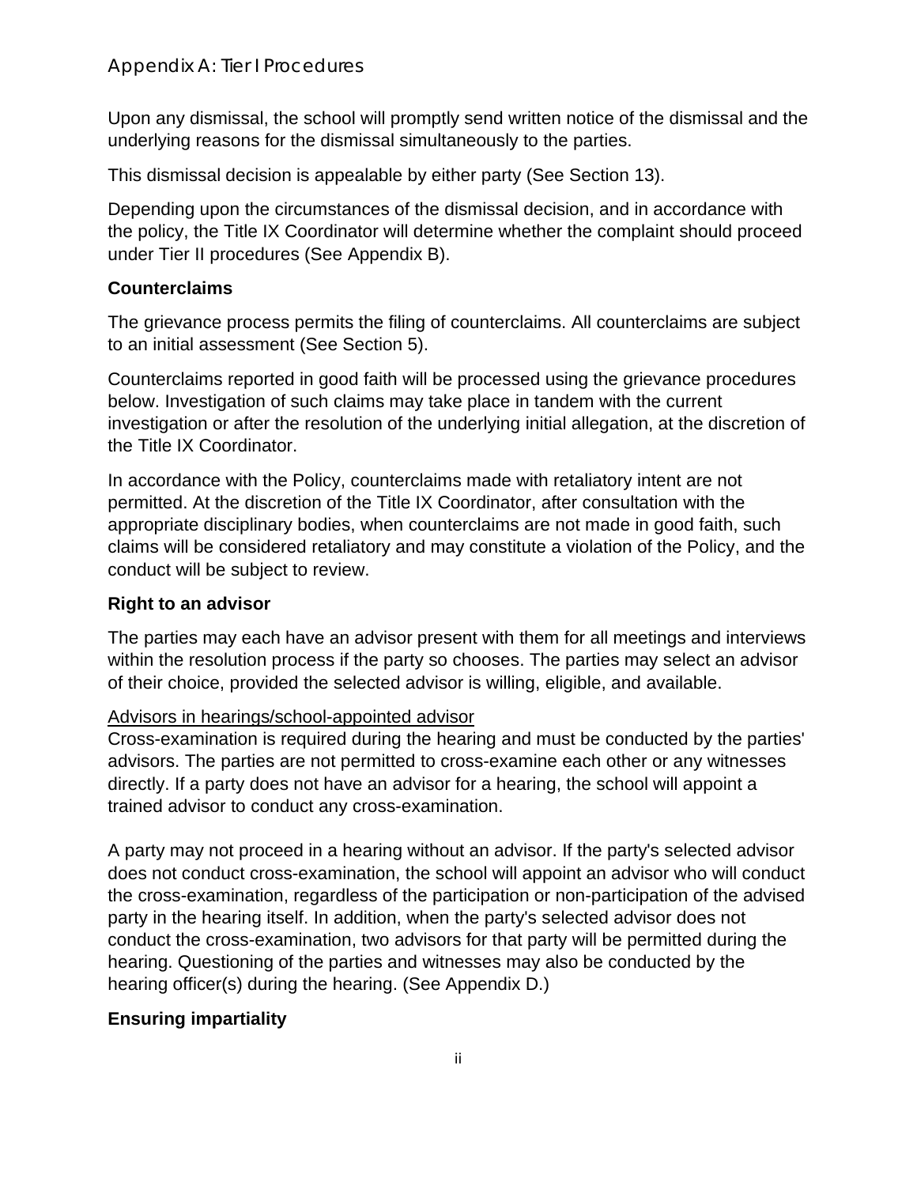Upon any dismissal, the school will promptly send written notice of the dismissal and the underlying reasons for the dismissal simultaneously to the parties.

This dismissal decision is appealable by either party (See Section 13).

Depending upon the circumstances of the dismissal decision, and in accordance with the policy, the Title IX Coordinator will determine whether the complaint should proceed under Tier II procedures (See Appendix B).

### Counterclaims

The grievance process permits the filing of counterclaims. All counterclaims are subject to an initial assessment (See Section 5).

Counterclaims reported in good faith will be processed using the grievance procedures below. Investigation of such claims may take place in tandem with the current investigation or after the resolution of the underlying initial allegation, at the discretion of the Title IX Coordinator.

In accordance with the Policy, counterclaims made with retaliatory intent are not permitted. At the discretion of the Title IX Coordinator, after consultation with the appropriate disciplinary bodies, when counterclaims are not made in good faith, such claims will be considered retaliatory and may constitute a violation of the Policy, and the conduct will be subject to review.

### Right to an advisor

The parties may each have an advisor present with them for all meetings and interviews within the resolution process if the party so chooses. The parties may select an advisor of their choice, provided the selected advisor is willing, eligible, and available.

<u>Advisors in hearings/school-appointed advisor</u>
Cross-examination is required during the hearing and must be conducted by the parties' advisors. The parties are not permitted to cross-examine each other or any witnesses directly. If a party does not have an advisor for a hearing, the school will appoint a trained advisor to conduct any cross-examination.

A party may not proceed in a hearing without an advisor. If the party's selected advisor does not conduct cross-examination, the school will appoint an advisor who will conduct the cross-examination, regardless of the participation or non-participation of the advised party in the hearing itself. In addition, when the party's selected advisor does not conduct the cross-examination, two advisors for that party will be permitted during the hearing. Questioning of the parties and witnesses may also be conducted by the hearing officer(s) during the hearing. (See Appendix D.)

### Ensuring impartiality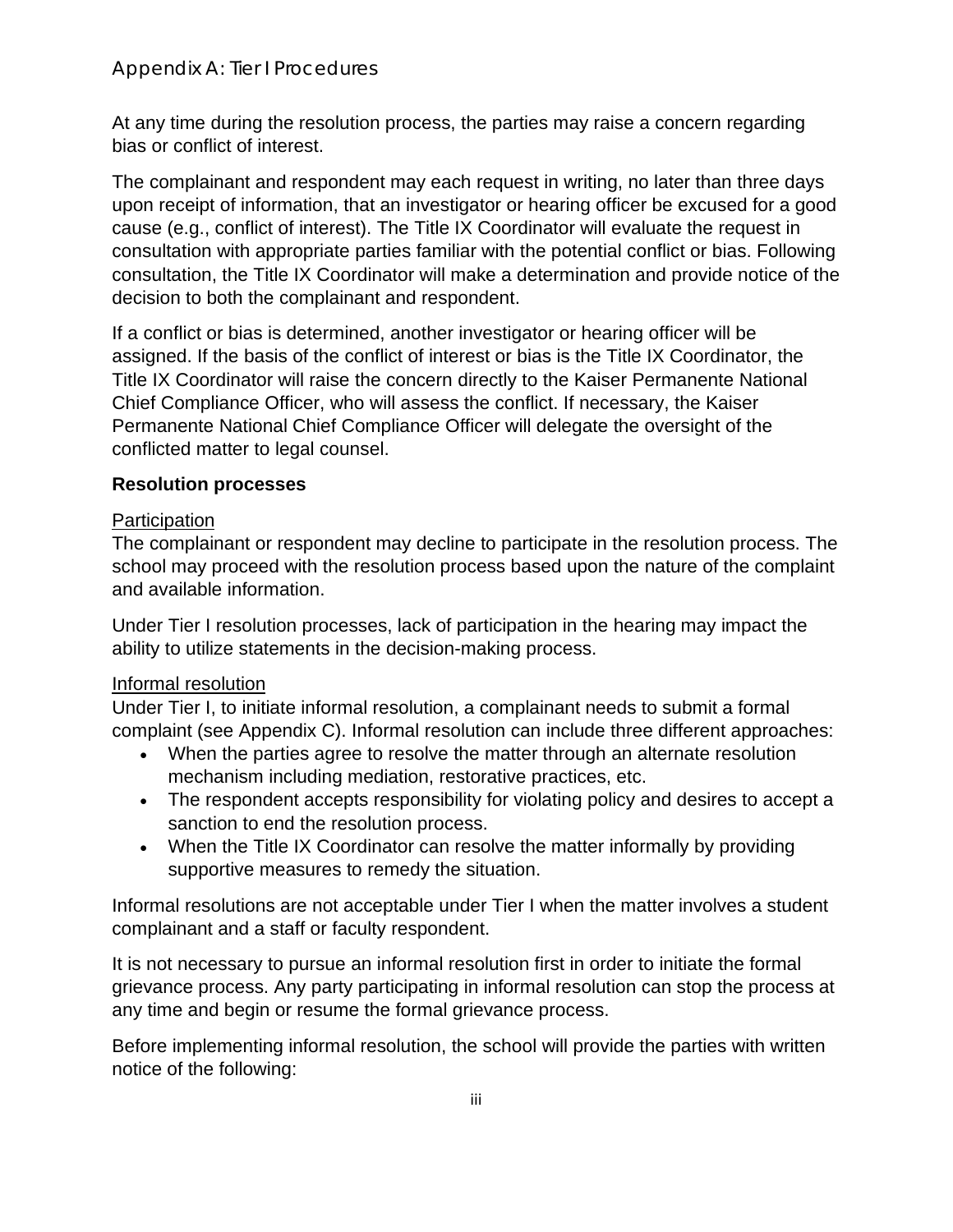At any time during the resolution process, the parties may raise a concern regarding bias or conflict of interest.

The complainant and respondent may each request in writing, no later than three days upon receipt of information, that an investigator or hearing officer be excused for a good cause (e.g., conflict of interest). The Title IX Coordinator will evaluate the request in consultation with appropriate parties familiar with the potential conflict or bias. Following consultation, the Title IX Coordinator will make a determination and provide notice of the decision to both the complainant and respondent.

If a conflict or bias is determined, another investigator or hearing officer will be assigned. If the basis of the conflict of interest or bias is the Title IX Coordinator, the Title IX Coordinator will raise the concern directly to the Kaiser Permanente National Chief Compliance Officer, who will assess the conflict. If necessary, the Kaiser Permanente National Chief Compliance Officer will delegate the oversight of the conflicted matter to legal counsel.

**Resolution processes**

<u>Participation</u>

The complainant or respondent may decline to participate in the resolution process. The school may proceed with the resolution process based upon the nature of the complaint and available information.

Under Tier I resolution processes, lack of participation in the hearing may impact the ability to utilize statements in the decision-making process.

<u>Informal resolution</u>

Under Tier I, to initiate informal resolution, a complainant needs to submit a formal complaint (see Appendix C). Informal resolution can include three different approaches:

- When the parties agree to resolve the matter through an alternate resolution mechanism including mediation, restorative practices, etc.
- The respondent accepts responsibility for violating policy and desires to accept a sanction to end the resolution process.
- When the Title IX Coordinator can resolve the matter informally by providing supportive measures to remedy the situation.

Informal resolutions are not acceptable under Tier I when the matter involves a student complainant and a staff or faculty respondent.

It is not necessary to pursue an informal resolution first in order to initiate the formal grievance process. Any party participating in informal resolution can stop the process at any time and begin or resume the formal grievance process.

Before implementing informal resolution, the school will provide the parties with written notice of the following: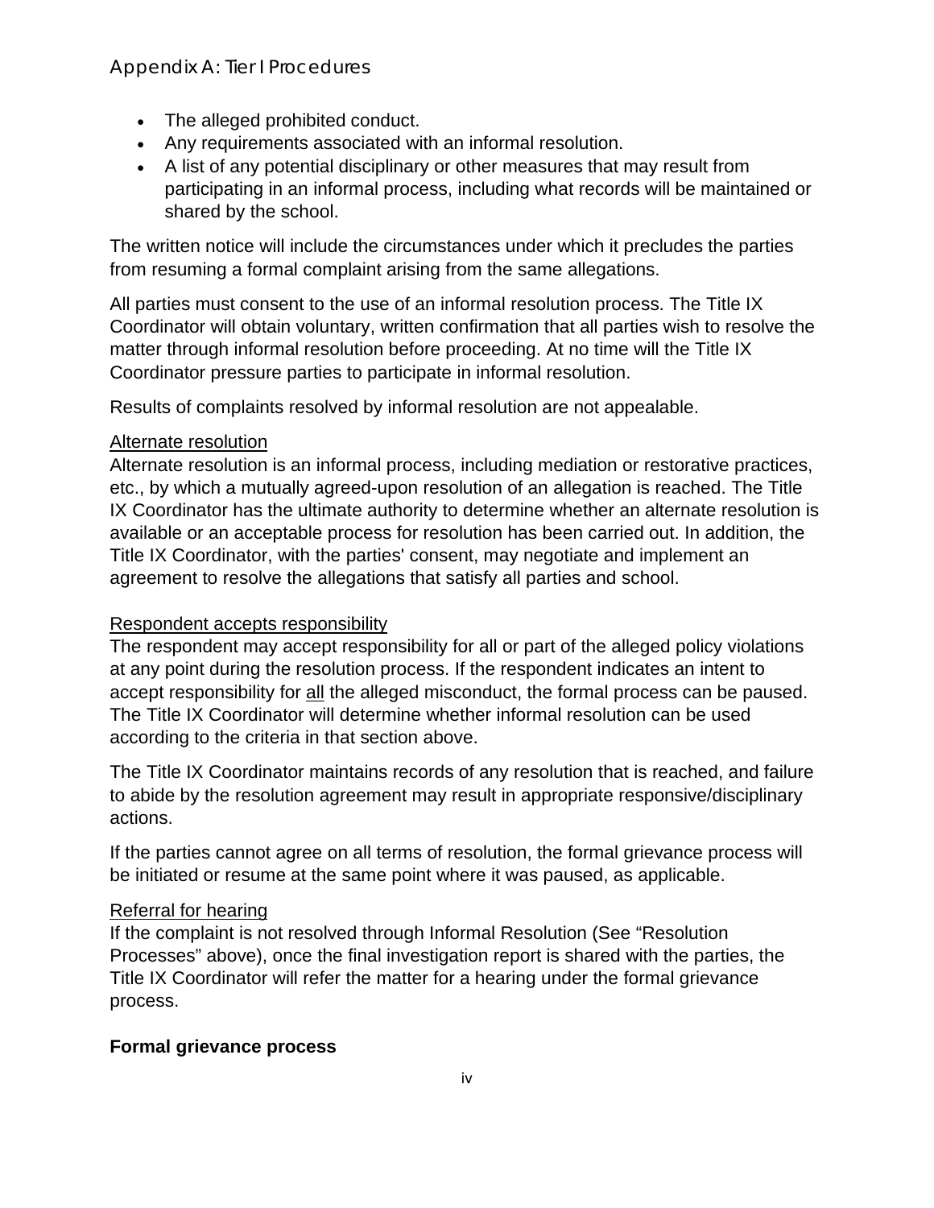- The alleged prohibited conduct.
- Any requirements associated with an informal resolution.
- A list of any potential disciplinary or other measures that may result from participating in an informal process, including what records will be maintained or shared by the school.

The written notice will include the circumstances under which it precludes the parties from resuming a formal complaint arising from the same allegations.

All parties must consent to the use of an informal resolution process. The Title IX Coordinator will obtain voluntary, written confirmation that all parties wish to resolve the matter through informal resolution before proceeding. At no time will the Title IX Coordinator pressure parties to participate in informal resolution.

Results of complaints resolved by informal resolution are not appealable.

Alternate resolution

Alternate resolution is an informal process, including mediation or restorative practices, etc., by which a mutually agreed-upon resolution of an allegation is reached. The Title IX Coordinator has the ultimate authority to determine whether an alternate resolution is available or an acceptable process for resolution has been carried out. In addition, the Title IX Coordinator, with the parties' consent, may negotiate and implement an agreement to resolve the allegations that satisfy all parties and school.

Respondent accepts responsibility

The respondent may accept responsibility for all or part of the alleged policy violations at any point during the resolution process. If the respondent indicates an intent to accept responsibility for all the alleged misconduct, the formal process can be paused. The Title IX Coordinator will determine whether informal resolution can be used according to the criteria in that section above.

The Title IX Coordinator maintains records of any resolution that is reached, and failure to abide by the resolution agreement may result in appropriate responsive/disciplinary actions.

If the parties cannot agree on all terms of resolution, the formal grievance process will be initiated or resume at the same point where it was paused, as applicable.

Referral for hearing

If the complaint is not resolved through Informal Resolution (See "Resolution Processes" above), once the final investigation report is shared with the parties, the Title IX Coordinator will refer the matter for a hearing under the formal grievance process.

**Formal grievance process**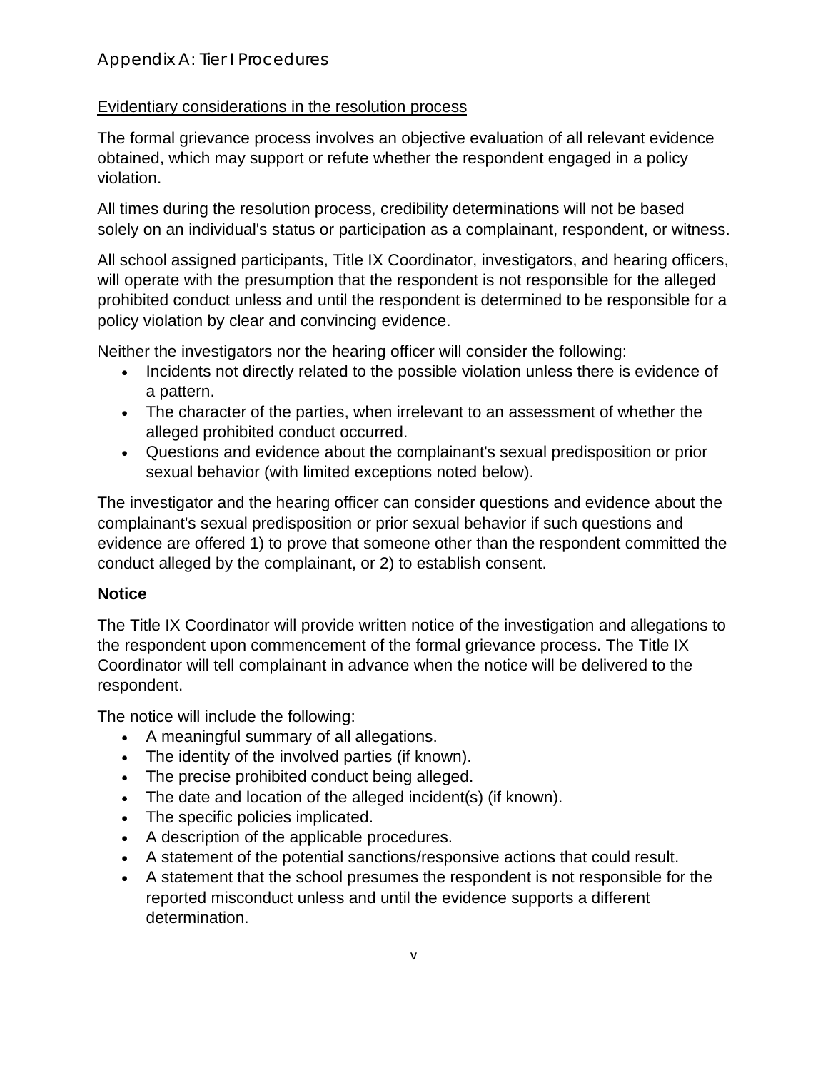Evidentiary considerations in the resolution process

The formal grievance process involves an objective evaluation of all relevant evidence obtained, which may support or refute whether the respondent engaged in a policy violation.

All times during the resolution process, credibility determinations will not be based solely on an individual's status or participation as a complainant, respondent, or witness.

All school assigned participants, Title IX Coordinator, investigators, and hearing officers, will operate with the presumption that the respondent is not responsible for the alleged prohibited conduct unless and until the respondent is determined to be responsible for a policy violation by clear and convincing evidence.

Neither the investigators nor the hearing officer will consider the following:

- Incidents not directly related to the possible violation unless there is evidence of a pattern.
- The character of the parties, when irrelevant to an assessment of whether the alleged prohibited conduct occurred.
- Questions and evidence about the complainant's sexual predisposition or prior sexual behavior (with limited exceptions noted below).

The investigator and the hearing officer can consider questions and evidence about the complainant's sexual predisposition or prior sexual behavior if such questions and evidence are offered 1) to prove that someone other than the respondent committed the conduct alleged by the complainant, or 2) to establish consent.

**Notice**

The Title IX Coordinator will provide written notice of the investigation and allegations to the respondent upon commencement of the formal grievance process. The Title IX Coordinator will tell complainant in advance when the notice will be delivered to the respondent.

The notice will include the following:

- A meaningful summary of all allegations.
- The identity of the involved parties (if known).
- The precise prohibited conduct being alleged.
- The date and location of the alleged incident(s) (if known).
- The specific policies implicated.
- A description of the applicable procedures.
- A statement of the potential sanctions/responsive actions that could result.
- A statement that the school presumes the respondent is not responsible for the reported misconduct unless and until the evidence supports a different determination.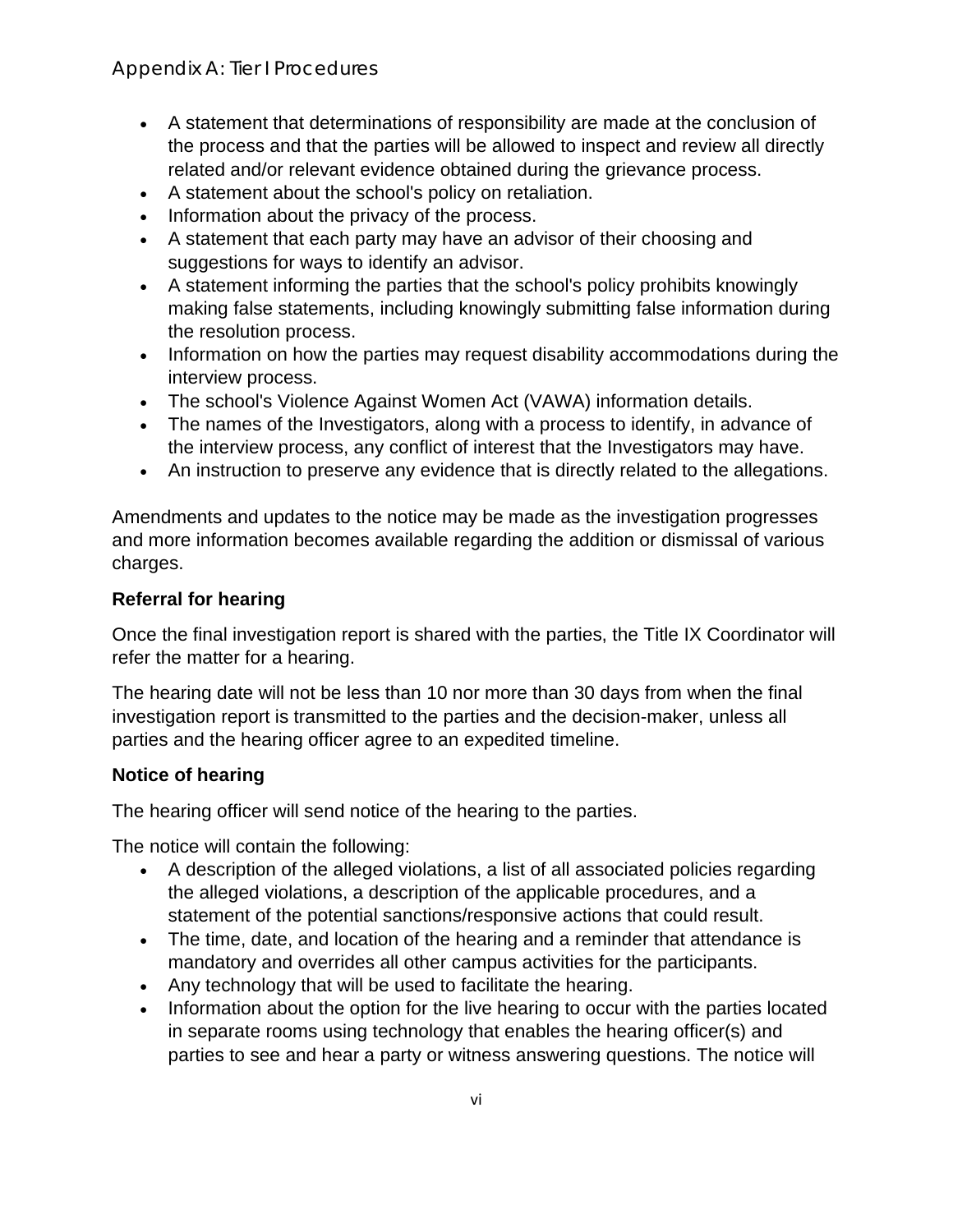- A statement that determinations of responsibility are made at the conclusion of the process and that the parties will be allowed to inspect and review all directly related and/or relevant evidence obtained during the grievance process.
- A statement about the school's policy on retaliation.
- Information about the privacy of the process.
- A statement that each party may have an advisor of their choosing and suggestions for ways to identify an advisor.
- A statement informing the parties that the school's policy prohibits knowingly making false statements, including knowingly submitting false information during the resolution process.
- Information on how the parties may request disability accommodations during the interview process.
- The school's Violence Against Women Act (VAWA) information details.
- The names of the Investigators, along with a process to identify, in advance of the interview process, any conflict of interest that the Investigators may have.
- An instruction to preserve any evidence that is directly related to the allegations.

Amendments and updates to the notice may be made as the investigation progresses and more information becomes available regarding the addition or dismissal of various charges.

### Referral for hearing

Once the final investigation report is shared with the parties, the Title IX Coordinator will refer the matter for a hearing.

The hearing date will not be less than 10 nor more than 30 days from when the final investigation report is transmitted to the parties and the decision-maker, unless all parties and the hearing officer agree to an expedited timeline.

### Notice of hearing

The hearing officer will send notice of the hearing to the parties.

The notice will contain the following:

- A description of the alleged violations, a list of all associated policies regarding the alleged violations, a description of the applicable procedures, and a statement of the potential sanctions/responsive actions that could result.
- The time, date, and location of the hearing and a reminder that attendance is mandatory and overrides all other campus activities for the participants.
- Any technology that will be used to facilitate the hearing.
- Information about the option for the live hearing to occur with the parties located in separate rooms using technology that enables the hearing officer(s) and parties to see and hear a party or witness answering questions. The notice will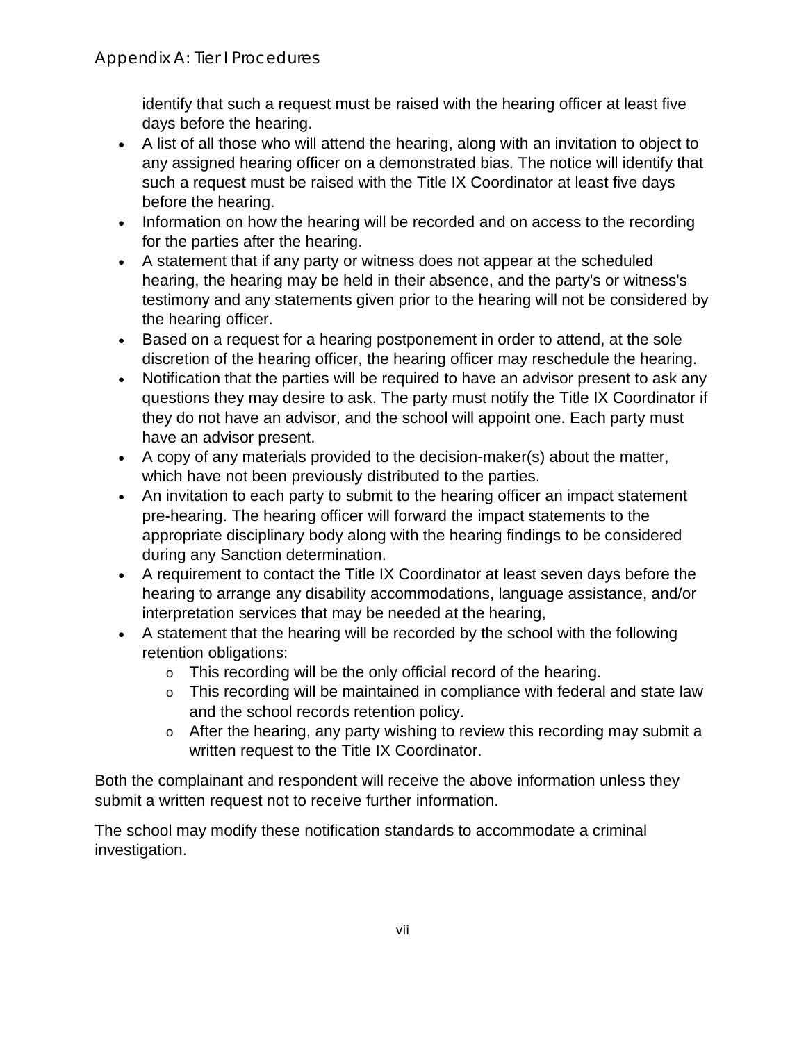identify that such a request must be raised with the hearing officer at least five days before the hearing.

- A list of all those who will attend the hearing, along with an invitation to object to any assigned hearing officer on a demonstrated bias. The notice will identify that such a request must be raised with the Title IX Coordinator at least five days before the hearing.
- Information on how the hearing will be recorded and on access to the recording for the parties after the hearing.
- A statement that if any party or witness does not appear at the scheduled hearing, the hearing may be held in their absence, and the party's or witness's testimony and any statements given prior to the hearing will not be considered by the hearing officer.
- Based on a request for a hearing postponement in order to attend, at the sole discretion of the hearing officer, the hearing officer may reschedule the hearing.
- Notification that the parties will be required to have an advisor present to ask any questions they may desire to ask. The party must notify the Title IX Coordinator if they do not have an advisor, and the school will appoint one. Each party must have an advisor present.
- A copy of any materials provided to the decision-maker(s) about the matter, which have not been previously distributed to the parties.
- An invitation to each party to submit to the hearing officer an impact statement pre-hearing. The hearing officer will forward the impact statements to the appropriate disciplinary body along with the hearing findings to be considered during any Sanction determination.
- A requirement to contact the Title IX Coordinator at least seven days before the hearing to arrange any disability accommodations, language assistance, and/or interpretation services that may be needed at the hearing,
- A statement that the hearing will be recorded by the school with the following retention obligations:
    - This recording will be the only official record of the hearing.
    - This recording will be maintained in compliance with federal and state law and the school records retention policy.
    - After the hearing, any party wishing to review this recording may submit a written request to the Title IX Coordinator.

Both the complainant and respondent will receive the above information unless they submit a written request not to receive further information.

The school may modify these notification standards to accommodate a criminal investigation.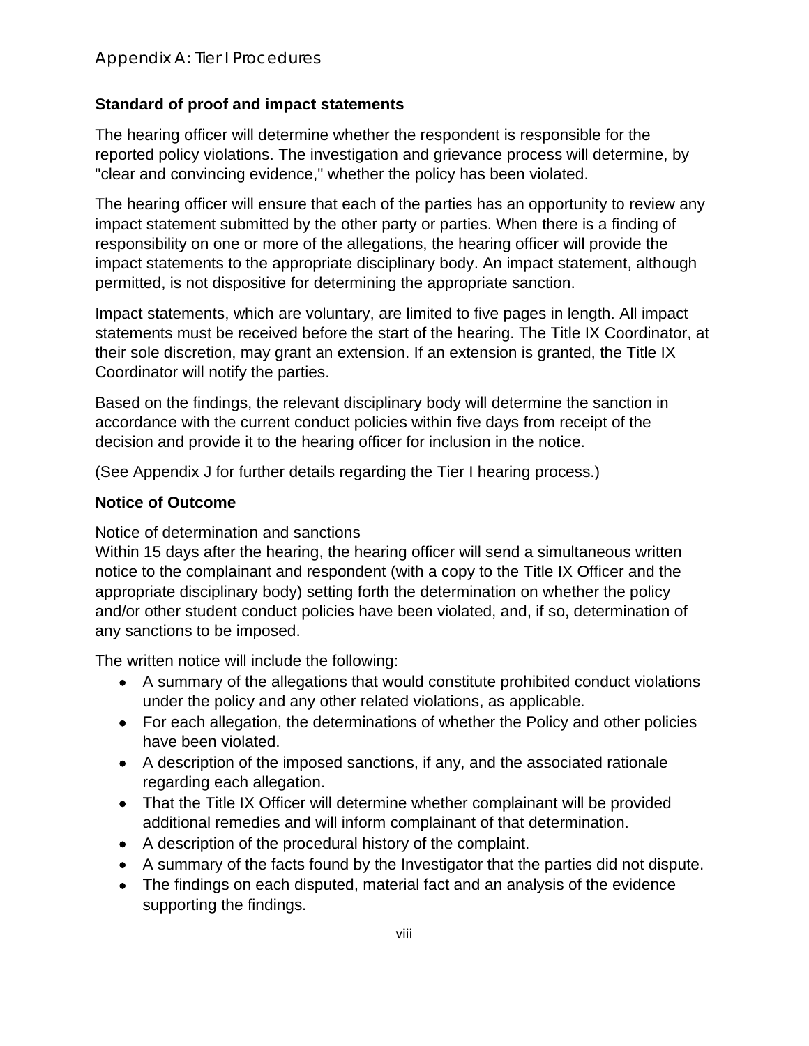### Standard of proof and impact statements

The hearing officer will determine whether the respondent is responsible for the reported policy violations. The investigation and grievance process will determine, by "clear and convincing evidence," whether the policy has been violated.

The hearing officer will ensure that each of the parties has an opportunity to review any impact statement submitted by the other party or parties. When there is a finding of responsibility on one or more of the allegations, the hearing officer will provide the impact statements to the appropriate disciplinary body. An impact statement, although permitted, is not dispositive for determining the appropriate sanction.

Impact statements, which are voluntary, are limited to five pages in length. All impact statements must be received before the start of the hearing. The Title IX Coordinator, at their sole discretion, may grant an extension. If an extension is granted, the Title IX Coordinator will notify the parties.

Based on the findings, the relevant disciplinary body will determine the sanction in accordance with the current conduct policies within five days from receipt of the decision and provide it to the hearing officer for inclusion in the notice.

(See Appendix J for further details regarding the Tier I hearing process.)

### Notice of Outcome

Notice of determination and sanctions

Within 15 days after the hearing, the hearing officer will send a simultaneous written notice to the complainant and respondent (with a copy to the Title IX Officer and the appropriate disciplinary body) setting forth the determination on whether the policy and/or other student conduct policies have been violated, and, if so, determination of any sanctions to be imposed.

The written notice will include the following:

- A summary of the allegations that would constitute prohibited conduct violations under the policy and any other related violations, as applicable.
- For each allegation, the determinations of whether the Policy and other policies have been violated.
- A description of the imposed sanctions, if any, and the associated rationale regarding each allegation.
- That the Title IX Officer will determine whether complainant will be provided additional remedies and will inform complainant of that determination.
- A description of the procedural history of the complaint.
- A summary of the facts found by the Investigator that the parties did not dispute.
- The findings on each disputed, material fact and an analysis of the evidence supporting the findings.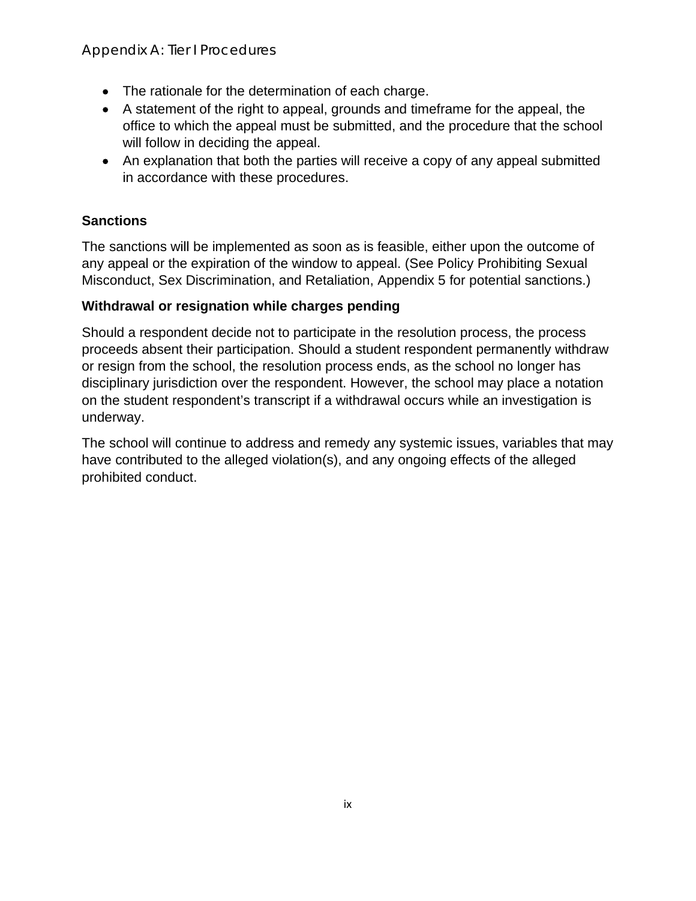- The rationale for the determination of each charge.
- A statement of the right to appeal, grounds and timeframe for the appeal, the office to which the appeal must be submitted, and the procedure that the school will follow in deciding the appeal.
- An explanation that both the parties will receive a copy of any appeal submitted in accordance with these procedures.

### Sanctions

The sanctions will be implemented as soon as is feasible, either upon the outcome of any appeal or the expiration of the window to appeal. (See Policy Prohibiting Sexual Misconduct, Sex Discrimination, and Retaliation, Appendix 5 for potential sanctions.)

### Withdrawal or resignation while charges pending

Should a respondent decide not to participate in the resolution process, the process proceeds absent their participation. Should a student respondent permanently withdraw or resign from the school, the resolution process ends, as the school no longer has disciplinary jurisdiction over the respondent. However, the school may place a notation on the student respondent's transcript if a withdrawal occurs while an investigation is underway.

The school will continue to address and remedy any systemic issues, variables that may have contributed to the alleged violation(s), and any ongoing effects of the alleged prohibited conduct.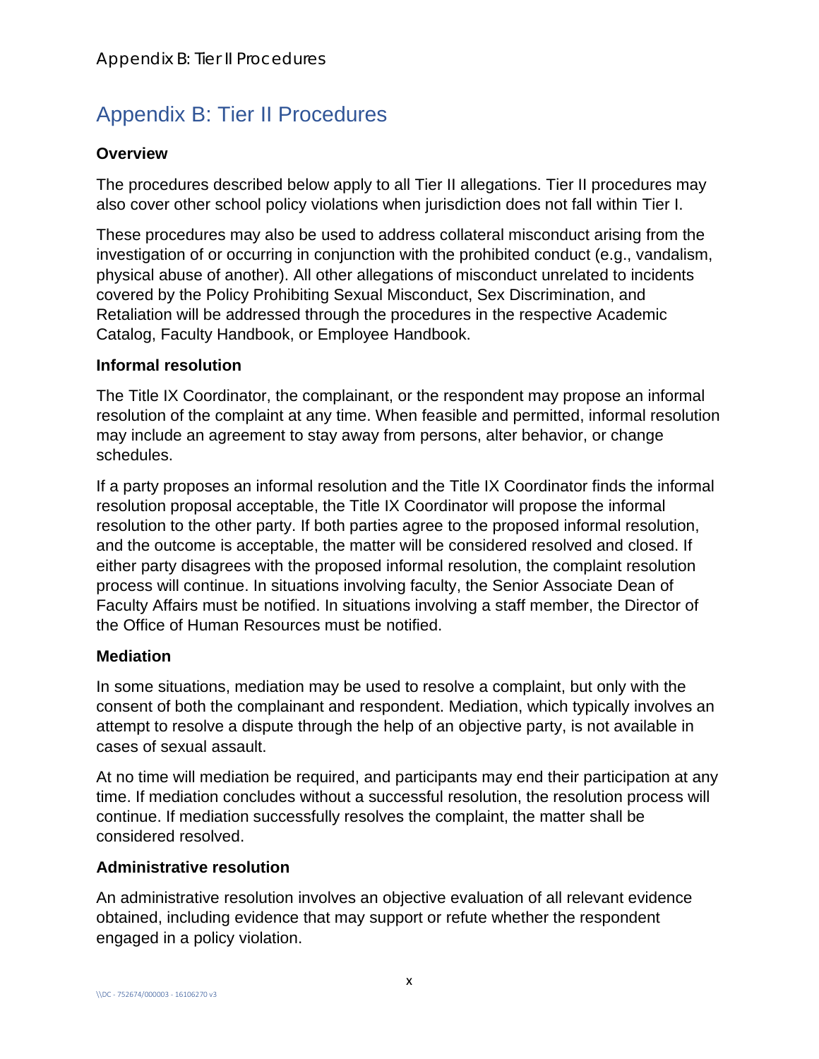# Appendix B: Tier II Procedures

**Overview**

The procedures described below apply to all Tier II allegations. Tier II procedures may also cover other school policy violations when jurisdiction does not fall within Tier I.

These procedures may also be used to address collateral misconduct arising from the investigation of or occurring in conjunction with the prohibited conduct (e.g., vandalism, physical abuse of another). All other allegations of misconduct unrelated to incidents covered by the Policy Prohibiting Sexual Misconduct, Sex Discrimination, and Retaliation will be addressed through the procedures in the respective Academic Catalog, Faculty Handbook, or Employee Handbook.

**Informal resolution**

The Title IX Coordinator, the complainant, or the respondent may propose an informal resolution of the complaint at any time. When feasible and permitted, informal resolution may include an agreement to stay away from persons, alter behavior, or change schedules.

If a party proposes an informal resolution and the Title IX Coordinator finds the informal resolution proposal acceptable, the Title IX Coordinator will propose the informal resolution to the other party. If both parties agree to the proposed informal resolution, and the outcome is acceptable, the matter will be considered resolved and closed. If either party disagrees with the proposed informal resolution, the complaint resolution process will continue. In situations involving faculty, the Senior Associate Dean of Faculty Affairs must be notified. In situations involving a staff member, the Director of the Office of Human Resources must be notified.

**Mediation**

In some situations, mediation may be used to resolve a complaint, but only with the consent of both the complainant and respondent. Mediation, which typically involves an attempt to resolve a dispute through the help of an objective party, is not available in cases of sexual assault.

At no time will mediation be required, and participants may end their participation at any time. If mediation concludes without a successful resolution, the resolution process will continue. If mediation successfully resolves the complaint, the matter shall be considered resolved.

**Administrative resolution**

An administrative resolution involves an objective evaluation of all relevant evidence obtained, including evidence that may support or refute whether the respondent engaged in a policy violation.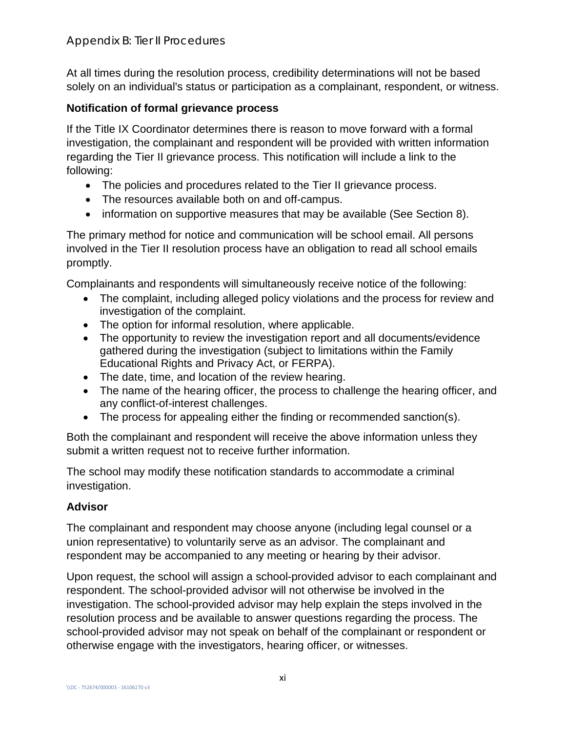At all times during the resolution process, credibility determinations will not be based solely on an individual's status or participation as a complainant, respondent, or witness.

**Notification of formal grievance process**

If the Title IX Coordinator determines there is reason to move forward with a formal investigation, the complainant and respondent will be provided with written information regarding the Tier II grievance process. This notification will include a link to the following:

- The policies and procedures related to the Tier II grievance process.
- The resources available both on and off-campus.
- information on supportive measures that may be available (See Section 8).

The primary method for notice and communication will be school email. All persons involved in the Tier II resolution process have an obligation to read all school emails promptly.

Complainants and respondents will simultaneously receive notice of the following:

- The complaint, including alleged policy violations and the process for review and investigation of the complaint.
- The option for informal resolution, where applicable.
- The opportunity to review the investigation report and all documents/evidence gathered during the investigation (subject to limitations within the Family Educational Rights and Privacy Act, or FERPA).
- The date, time, and location of the review hearing.
- The name of the hearing officer, the process to challenge the hearing officer, and any conflict-of-interest challenges.
- The process for appealing either the finding or recommended sanction(s).

Both the complainant and respondent will receive the above information unless they submit a written request not to receive further information.

The school may modify these notification standards to accommodate a criminal investigation.

**Advisor**

The complainant and respondent may choose anyone (including legal counsel or a union representative) to voluntarily serve as an advisor. The complainant and respondent may be accompanied to any meeting or hearing by their advisor.

Upon request, the school will assign a school-provided advisor to each complainant and respondent. The school-provided advisor will not otherwise be involved in the investigation. The school-provided advisor may help explain the steps involved in the resolution process and be available to answer questions regarding the process. The school-provided advisor may not speak on behalf of the complainant or respondent or otherwise engage with the investigators, hearing officer, or witnesses.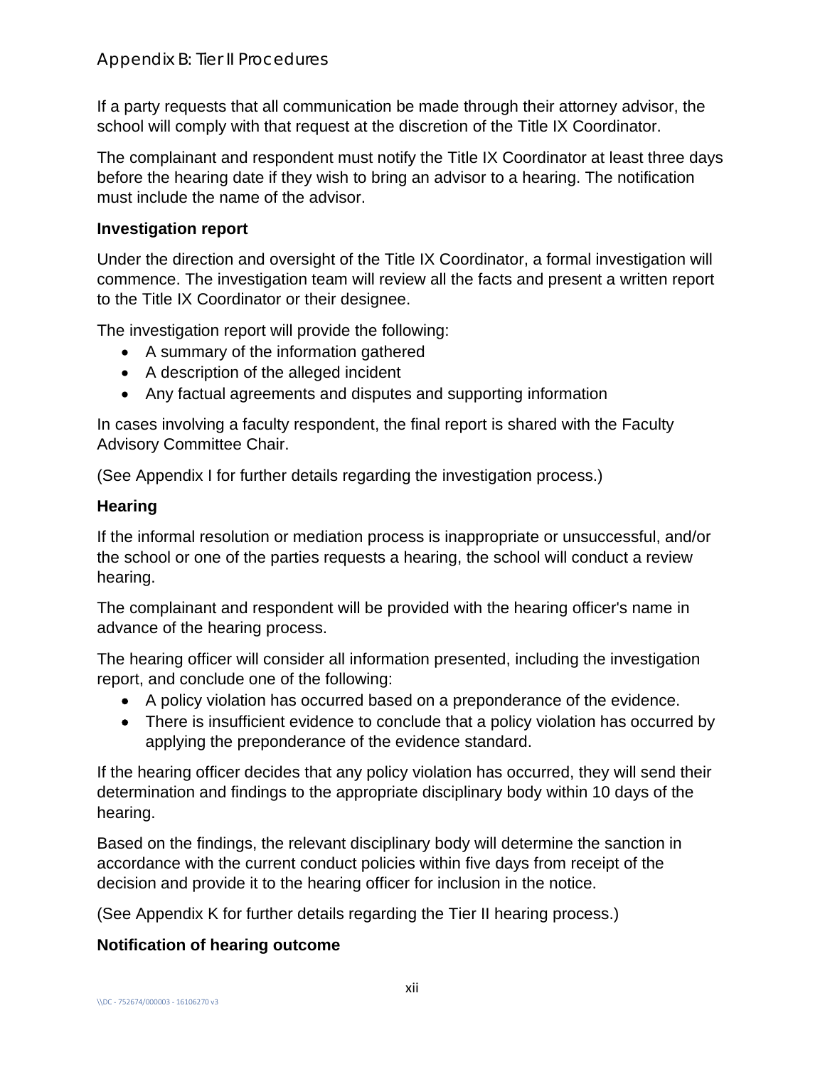If a party requests that all communication be made through their attorney advisor, the school will comply with that request at the discretion of the Title IX Coordinator.

The complainant and respondent must notify the Title IX Coordinator at least three days before the hearing date if they wish to bring an advisor to a hearing. The notification must include the name of the advisor.

### Investigation report

Under the direction and oversight of the Title IX Coordinator, a formal investigation will commence. The investigation team will review all the facts and present a written report to the Title IX Coordinator or their designee.

The investigation report will provide the following:

- A summary of the information gathered
- A description of the alleged incident
- Any factual agreements and disputes and supporting information

In cases involving a faculty respondent, the final report is shared with the Faculty Advisory Committee Chair.

(See Appendix I for further details regarding the investigation process.)

### Hearing

If the informal resolution or mediation process is inappropriate or unsuccessful, and/or the school or one of the parties requests a hearing, the school will conduct a review hearing.

The complainant and respondent will be provided with the hearing officer's name in advance of the hearing process.

The hearing officer will consider all information presented, including the investigation report, and conclude one of the following:

- A policy violation has occurred based on a preponderance of the evidence.
- There is insufficient evidence to conclude that a policy violation has occurred by applying the preponderance of the evidence standard.

If the hearing officer decides that any policy violation has occurred, they will send their determination and findings to the appropriate disciplinary body within 10 days of the hearing.

Based on the findings, the relevant disciplinary body will determine the sanction in accordance with the current conduct policies within five days from receipt of the decision and provide it to the hearing officer for inclusion in the notice.

(See Appendix K for further details regarding the Tier II hearing process.)

### Notification of hearing outcome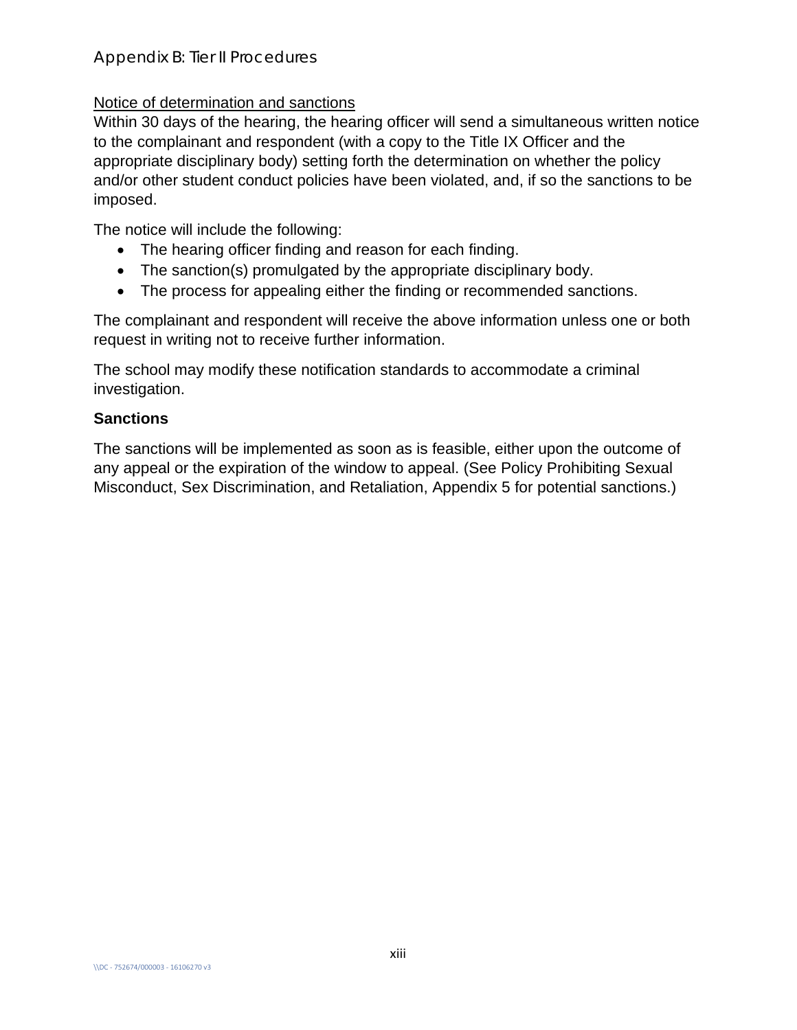Notice of determination and sanctions

Within 30 days of the hearing, the hearing officer will send a simultaneous written notice to the complainant and respondent (with a copy to the Title IX Officer and the appropriate disciplinary body) setting forth the determination on whether the policy and/or other student conduct policies have been violated, and, if so the sanctions to be imposed.

The notice will include the following:

- The hearing officer finding and reason for each finding.
- The sanction(s) promulgated by the appropriate disciplinary body.
- The process for appealing either the finding or recommended sanctions.

The complainant and respondent will receive the above information unless one or both request in writing not to receive further information.

The school may modify these notification standards to accommodate a criminal investigation.

**Sanctions**

The sanctions will be implemented as soon as is feasible, either upon the outcome of any appeal or the expiration of the window to appeal. (See Policy Prohibiting Sexual Misconduct, Sex Discrimination, and Retaliation, Appendix 5 for potential sanctions.)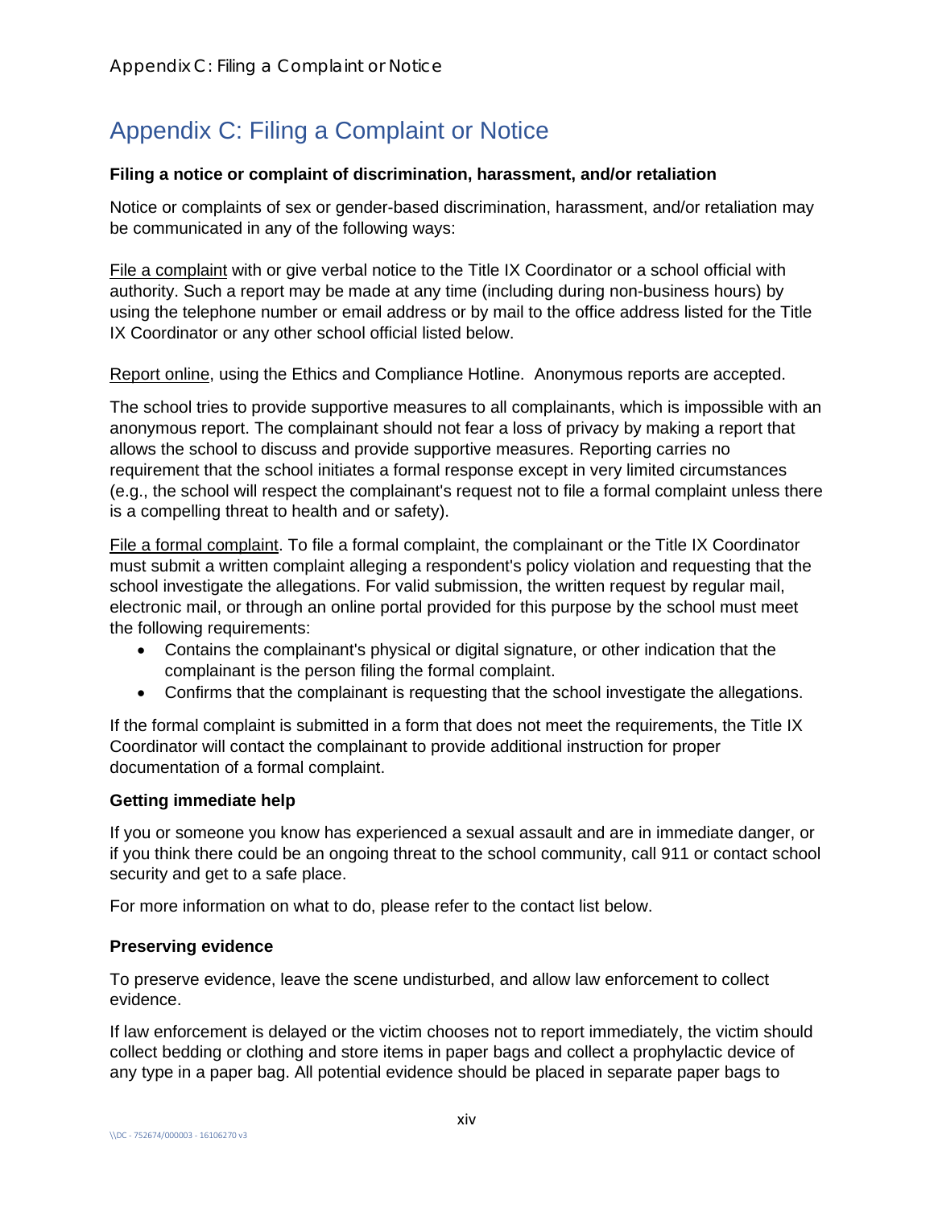# Appendix C: Filing a Complaint or Notice

**Filing a notice or complaint of discrimination, harassment, and/or retaliation**

Notice or complaints of sex or gender-based discrimination, harassment, and/or retaliation may be communicated in any of the following ways:

File a complaint with or give verbal notice to the Title IX Coordinator or a school official with authority. Such a report may be made at any time (including during non-business hours) by using the telephone number or email address or by mail to the office address listed for the Title IX Coordinator or any other school official listed below.

Report online, using the Ethics and Compliance Hotline. Anonymous reports are accepted.

The school tries to provide supportive measures to all complainants, which is impossible with an anonymous report. The complainant should not fear a loss of privacy by making a report that allows the school to discuss and provide supportive measures. Reporting carries no requirement that the school initiates a formal response except in very limited circumstances (e.g., the school will respect the complainant's request not to file a formal complaint unless there is a compelling threat to health and or safety).

File a formal complaint. To file a formal complaint, the complainant or the Title IX Coordinator must submit a written complaint alleging a respondent's policy violation and requesting that the school investigate the allegations. For valid submission, the written request by regular mail, electronic mail, or through an online portal provided for this purpose by the school must meet the following requirements:

- Contains the complainant's physical or digital signature, or other indication that the complainant is the person filing the formal complaint.
- Confirms that the complainant is requesting that the school investigate the allegations.

If the formal complaint is submitted in a form that does not meet the requirements, the Title IX Coordinator will contact the complainant to provide additional instruction for proper documentation of a formal complaint.

**Getting immediate help**

If you or someone you know has experienced a sexual assault and are in immediate danger, or if you think there could be an ongoing threat to the school community, call 911 or contact school security and get to a safe place.

For more information on what to do, please refer to the contact list below.

**Preserving evidence**

To preserve evidence, leave the scene undisturbed, and allow law enforcement to collect evidence.

If law enforcement is delayed or the victim chooses not to report immediately, the victim should collect bedding or clothing and store items in paper bags and collect a prophylactic device of any type in a paper bag. All potential evidence should be placed in separate paper bags to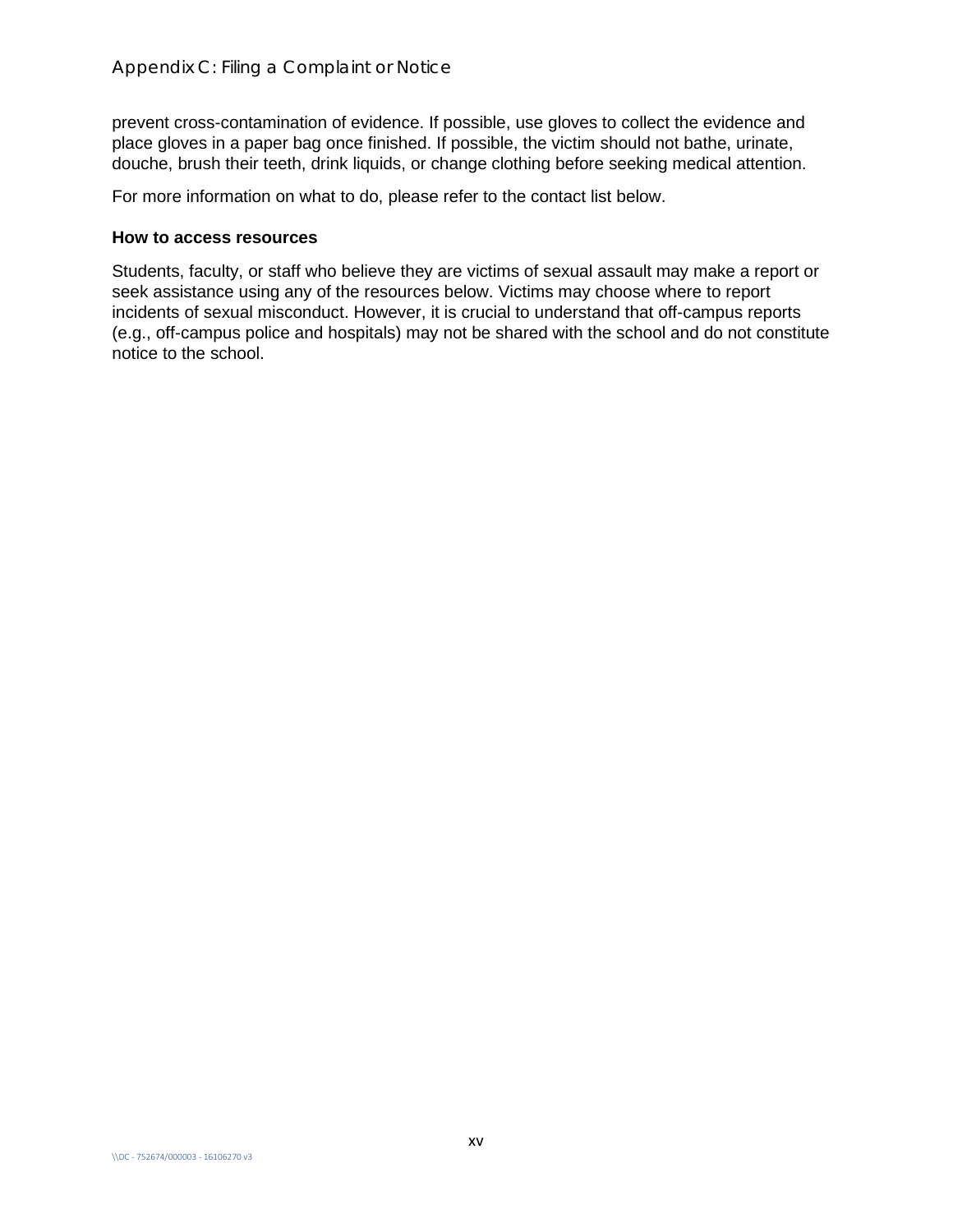prevent cross-contamination of evidence. If possible, use gloves to collect the evidence and place gloves in a paper bag once finished. If possible, the victim should not bathe, urinate, douche, brush their teeth, drink liquids, or change clothing before seeking medical attention.

For more information on what to do, please refer to the contact list below.

**How to access resources**

Students, faculty, or staff who believe they are victims of sexual assault may make a report or seek assistance using any of the resources below. Victims may choose where to report incidents of sexual misconduct. However, it is crucial to understand that off-campus reports (e.g., off-campus police and hospitals) may not be shared with the school and do not constitute notice to the school.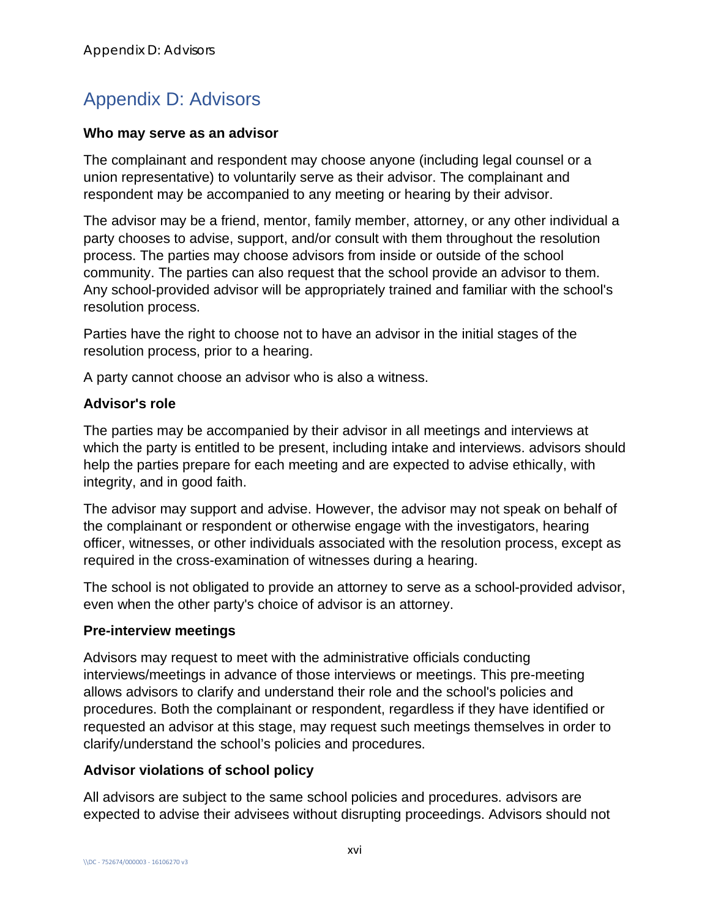# Appendix D: Advisors

### Who may serve as an advisor

The complainant and respondent may choose anyone (including legal counsel or a union representative) to voluntarily serve as their advisor. The complainant and respondent may be accompanied to any meeting or hearing by their advisor.

The advisor may be a friend, mentor, family member, attorney, or any other individual a party chooses to advise, support, and/or consult with them throughout the resolution process. The parties may choose advisors from inside or outside of the school community. The parties can also request that the school provide an advisor to them. Any school-provided advisor will be appropriately trained and familiar with the school's resolution process.

Parties have the right to choose not to have an advisor in the initial stages of the resolution process, prior to a hearing.

A party cannot choose an advisor who is also a witness.

### Advisor's role

The parties may be accompanied by their advisor in all meetings and interviews at which the party is entitled to be present, including intake and interviews. advisors should help the parties prepare for each meeting and are expected to advise ethically, with integrity, and in good faith.

The advisor may support and advise. However, the advisor may not speak on behalf of the complainant or respondent or otherwise engage with the investigators, hearing officer, witnesses, or other individuals associated with the resolution process, except as required in the cross-examination of witnesses during a hearing.

The school is not obligated to provide an attorney to serve as a school-provided advisor, even when the other party's choice of advisor is an attorney.

### Pre-interview meetings

Advisors may request to meet with the administrative officials conducting interviews/meetings in advance of those interviews or meetings. This pre-meeting allows advisors to clarify and understand their role and the school's policies and procedures. Both the complainant or respondent, regardless if they have identified or requested an advisor at this stage, may request such meetings themselves in order to clarify/understand the school's policies and procedures.

### Advisor violations of school policy

All advisors are subject to the same school policies and procedures. advisors are expected to advise their advisees without disrupting proceedings. Advisors should not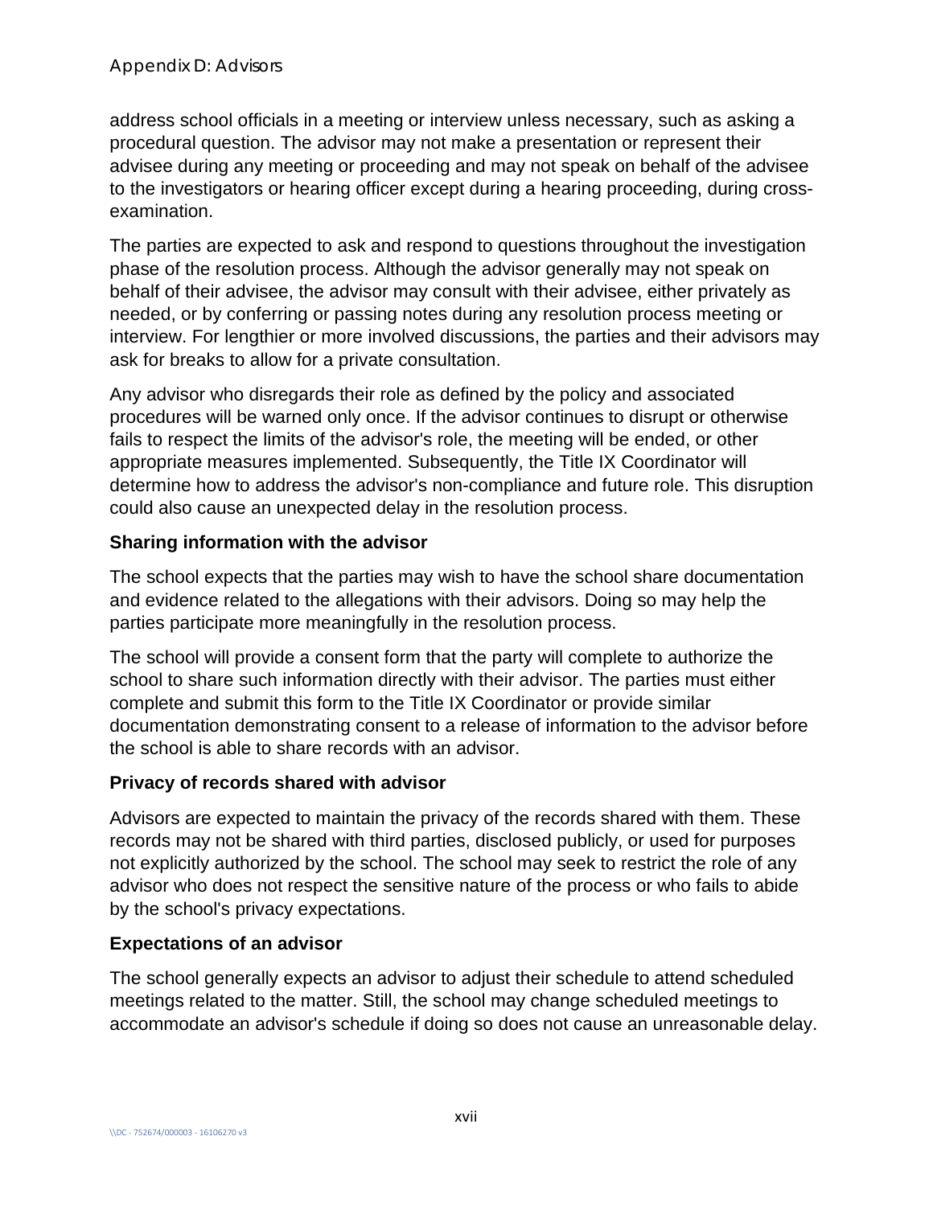address school officials in a meeting or interview unless necessary, such as asking a procedural question. The advisor may not make a presentation or represent their advisee during any meeting or proceeding and may not speak on behalf of the advisee to the investigators or hearing officer except during a hearing proceeding, during cross-examination.

The parties are expected to ask and respond to questions throughout the investigation phase of the resolution process. Although the advisor generally may not speak on behalf of their advisee, the advisor may consult with their advisee, either privately as needed, or by conferring or passing notes during any resolution process meeting or interview. For lengthier or more involved discussions, the parties and their advisors may ask for breaks to allow for a private consultation.

Any advisor who disregards their role as defined by the policy and associated procedures will be warned only once. If the advisor continues to disrupt or otherwise fails to respect the limits of the advisor's role, the meeting will be ended, or other appropriate measures implemented. Subsequently, the Title IX Coordinator will determine how to address the advisor's non-compliance and future role. This disruption could also cause an unexpected delay in the resolution process.

### Sharing information with the advisor

The school expects that the parties may wish to have the school share documentation and evidence related to the allegations with their advisors. Doing so may help the parties participate more meaningfully in the resolution process.

The school will provide a consent form that the party will complete to authorize the school to share such information directly with their advisor. The parties must either complete and submit this form to the Title IX Coordinator or provide similar documentation demonstrating consent to a release of information to the advisor before the school is able to share records with an advisor.

### Privacy of records shared with advisor

Advisors are expected to maintain the privacy of the records shared with them. These records may not be shared with third parties, disclosed publicly, or used for purposes not explicitly authorized by the school. The school may seek to restrict the role of any advisor who does not respect the sensitive nature of the process or who fails to abide by the school's privacy expectations.

### Expectations of an advisor

The school generally expects an advisor to adjust their schedule to attend scheduled meetings related to the matter. Still, the school may change scheduled meetings to accommodate an advisor's schedule if doing so does not cause an unreasonable delay.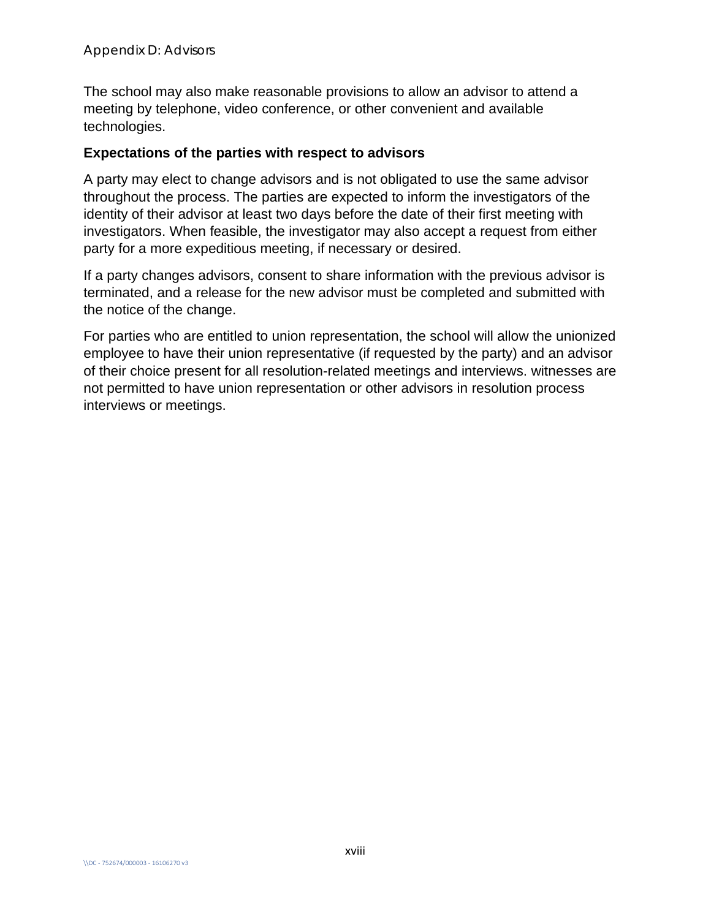The school may also make reasonable provisions to allow an advisor to attend a meeting by telephone, video conference, or other convenient and available technologies.

**Expectations of the parties with respect to advisors**

A party may elect to change advisors and is not obligated to use the same advisor throughout the process. The parties are expected to inform the investigators of the identity of their advisor at least two days before the date of their first meeting with investigators. When feasible, the investigator may also accept a request from either party for a more expeditious meeting, if necessary or desired.

If a party changes advisors, consent to share information with the previous advisor is terminated, and a release for the new advisor must be completed and submitted with the notice of the change.

For parties who are entitled to union representation, the school will allow the unionized employee to have their union representative (if requested by the party) and an advisor of their choice present for all resolution-related meetings and interviews. witnesses are not permitted to have union representation or other advisors in resolution process interviews or meetings.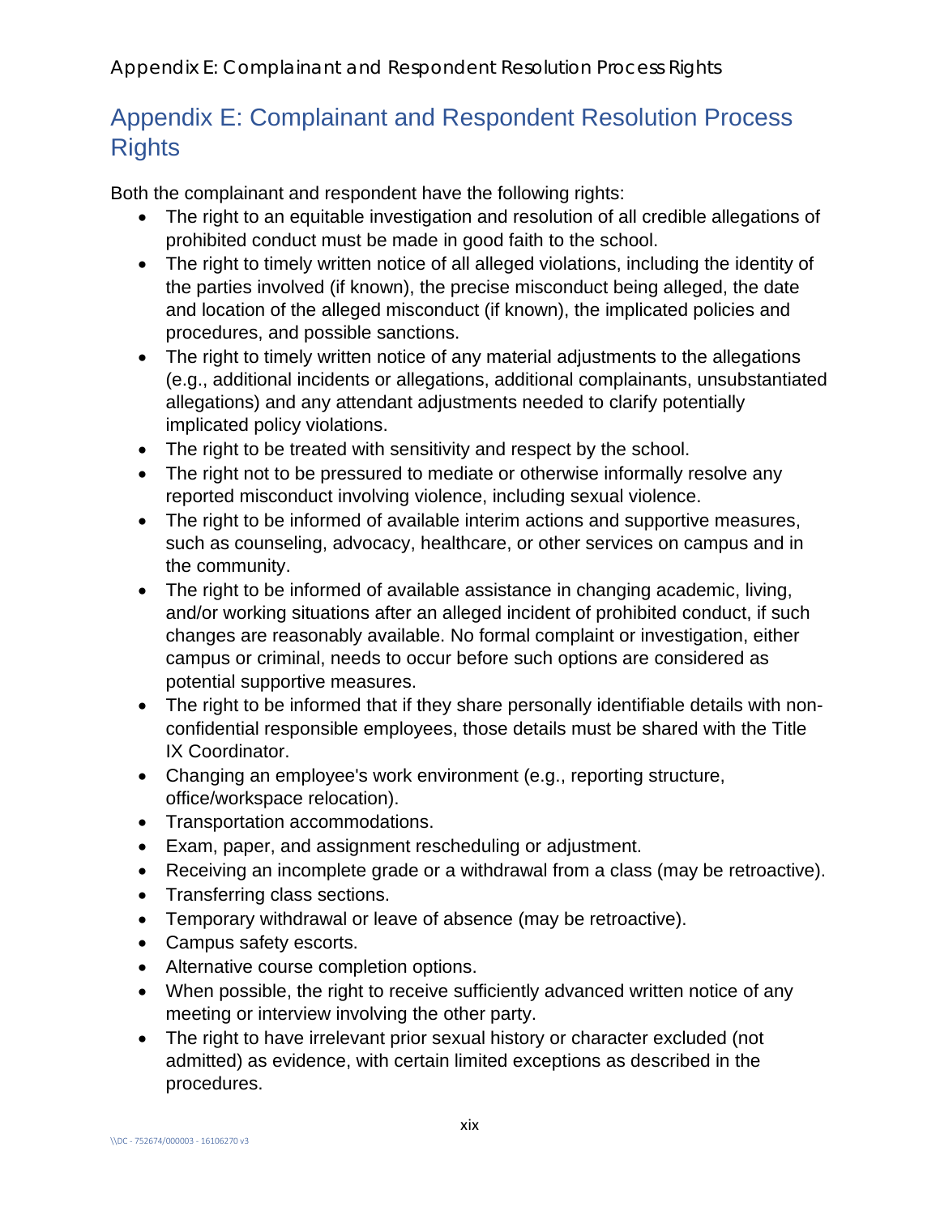# Appendix E: Complainant and Respondent Resolution Process Rights

Both the complainant and respondent have the following rights:

- The right to an equitable investigation and resolution of all credible allegations of prohibited conduct must be made in good faith to the school.
- The right to timely written notice of all alleged violations, including the identity of the parties involved (if known), the precise misconduct being alleged, the date and location of the alleged misconduct (if known), the implicated policies and procedures, and possible sanctions.
- The right to timely written notice of any material adjustments to the allegations (e.g., additional incidents or allegations, additional complainants, unsubstantiated allegations) and any attendant adjustments needed to clarify potentially implicated policy violations.
- The right to be treated with sensitivity and respect by the school.
- The right not to be pressured to mediate or otherwise informally resolve any reported misconduct involving violence, including sexual violence.
- The right to be informed of available interim actions and supportive measures, such as counseling, advocacy, healthcare, or other services on campus and in the community.
- The right to be informed of available assistance in changing academic, living, and/or working situations after an alleged incident of prohibited conduct, if such changes are reasonably available. No formal complaint or investigation, either campus or criminal, needs to occur before such options are considered as potential supportive measures.
- The right to be informed that if they share personally identifiable details with non-confidential responsible employees, those details must be shared with the Title IX Coordinator.
- Changing an employee's work environment (e.g., reporting structure, office/workspace relocation).
- Transportation accommodations.
- Exam, paper, and assignment rescheduling or adjustment.
- Receiving an incomplete grade or a withdrawal from a class (may be retroactive).
- Transferring class sections.
- Temporary withdrawal or leave of absence (may be retroactive).
- Campus safety escorts.
- Alternative course completion options.
- When possible, the right to receive sufficiently advanced written notice of any meeting or interview involving the other party.
- The right to have irrelevant prior sexual history or character excluded (not admitted) as evidence, with certain limited exceptions as described in the procedures.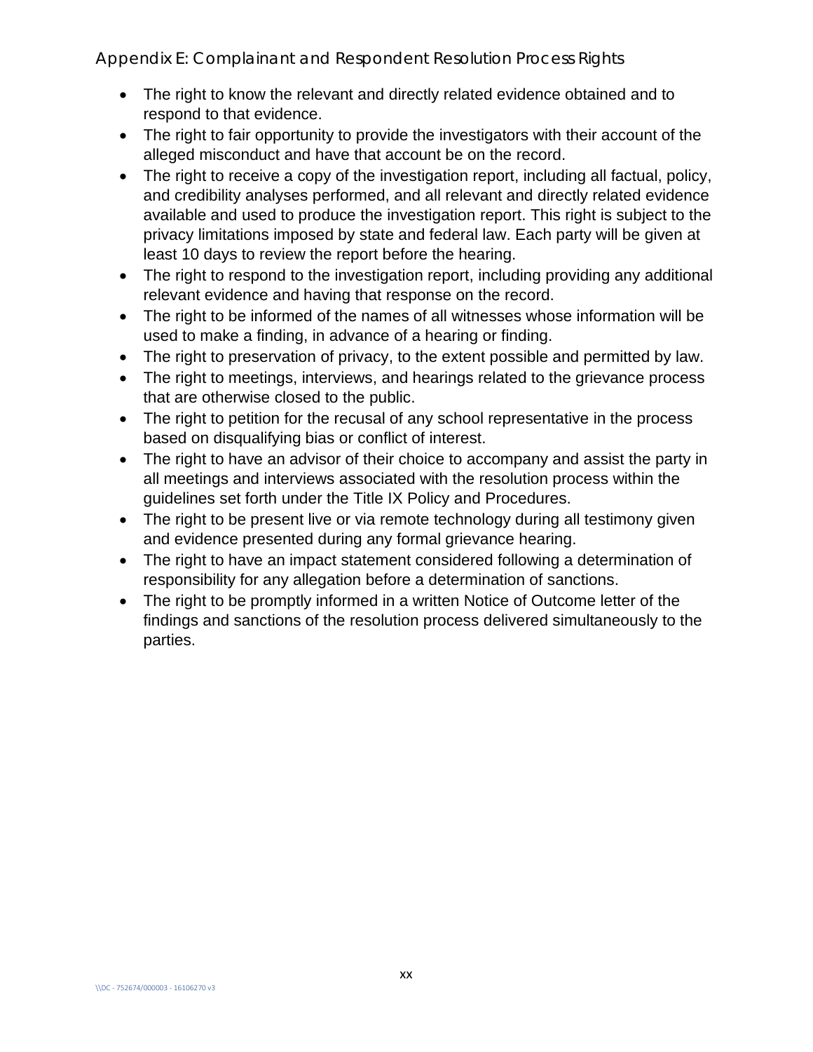## Appendix E: Complainant and Respondent Resolution Process Rights

- The right to know the relevant and directly related evidence obtained and to respond to that evidence.
- The right to fair opportunity to provide the investigators with their account of the alleged misconduct and have that account be on the record.
- The right to receive a copy of the investigation report, including all factual, policy, and credibility analyses performed, and all relevant and directly related evidence available and used to produce the investigation report. This right is subject to the privacy limitations imposed by state and federal law. Each party will be given at least 10 days to review the report before the hearing.
- The right to respond to the investigation report, including providing any additional relevant evidence and having that response on the record.
- The right to be informed of the names of all witnesses whose information will be used to make a finding, in advance of a hearing or finding.
- The right to preservation of privacy, to the extent possible and permitted by law.
- The right to meetings, interviews, and hearings related to the grievance process that are otherwise closed to the public.
- The right to petition for the recusal of any school representative in the process based on disqualifying bias or conflict of interest.
- The right to have an advisor of their choice to accompany and assist the party in all meetings and interviews associated with the resolution process within the guidelines set forth under the Title IX Policy and Procedures.
- The right to be present live or via remote technology during all testimony given and evidence presented during any formal grievance hearing.
- The right to have an impact statement considered following a determination of responsibility for any allegation before a determination of sanctions.
- The right to be promptly informed in a written Notice of Outcome letter of the findings and sanctions of the resolution process delivered simultaneously to the parties.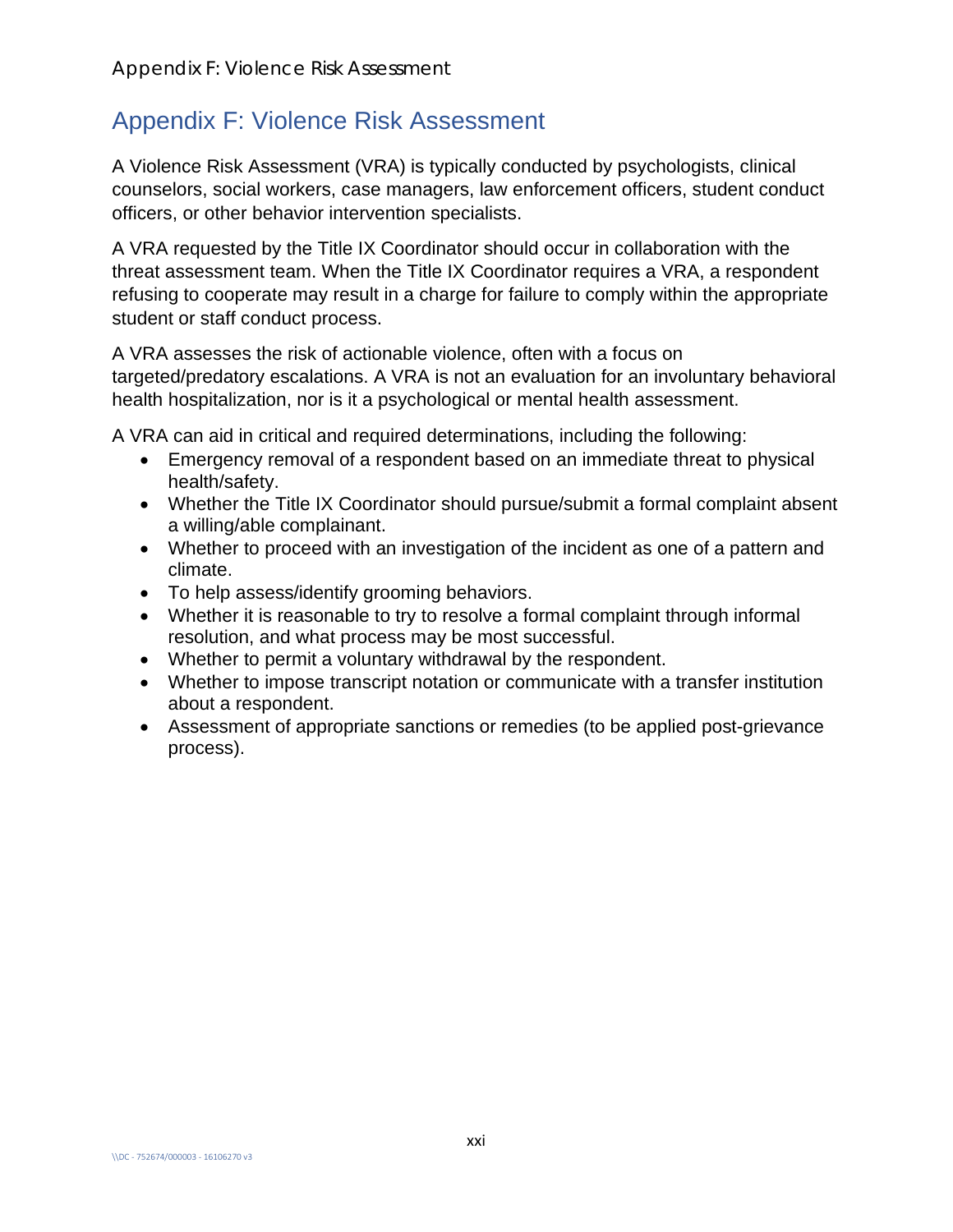# Appendix F: Violence Risk Assessment

A Violence Risk Assessment (VRA) is typically conducted by psychologists, clinical counselors, social workers, case managers, law enforcement officers, student conduct officers, or other behavior intervention specialists.

A VRA requested by the Title IX Coordinator should occur in collaboration with the threat assessment team. When the Title IX Coordinator requires a VRA, a respondent refusing to cooperate may result in a charge for failure to comply within the appropriate student or staff conduct process.

A VRA assesses the risk of actionable violence, often with a focus on targeted/predatory escalations. A VRA is not an evaluation for an involuntary behavioral health hospitalization, nor is it a psychological or mental health assessment.

A VRA can aid in critical and required determinations, including the following:

- Emergency removal of a respondent based on an immediate threat to physical health/safety.
- Whether the Title IX Coordinator should pursue/submit a formal complaint absent a willing/able complainant.
- Whether to proceed with an investigation of the incident as one of a pattern and climate.
- To help assess/identify grooming behaviors.
- Whether it is reasonable to try to resolve a formal complaint through informal resolution, and what process may be most successful.
- Whether to permit a voluntary withdrawal by the respondent.
- Whether to impose transcript notation or communicate with a transfer institution about a respondent.
- Assessment of appropriate sanctions or remedies (to be applied post-grievance process).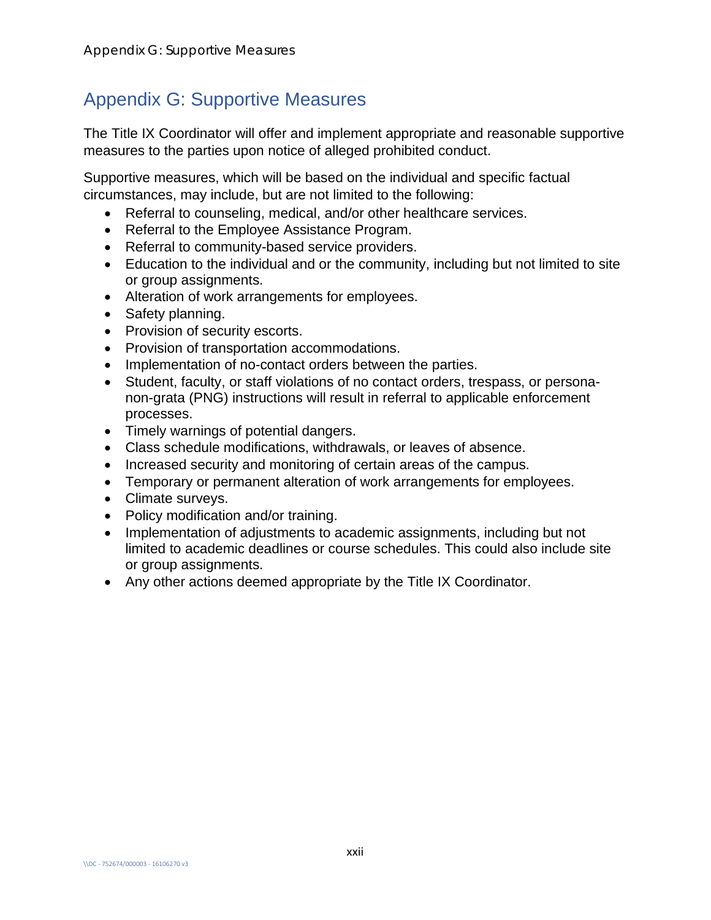# Appendix G: Supportive Measures

The Title IX Coordinator will offer and implement appropriate and reasonable supportive measures to the parties upon notice of alleged prohibited conduct.

Supportive measures, which will be based on the individual and specific factual circumstances, may include, but are not limited to the following:

- Referral to counseling, medical, and/or other healthcare services.
- Referral to the Employee Assistance Program.
- Referral to community-based service providers.
- Education to the individual and or the community, including but not limited to site or group assignments.
- Alteration of work arrangements for employees.
- Safety planning.
- Provision of security escorts.
- Provision of transportation accommodations.
- Implementation of no-contact orders between the parties.
- Student, faculty, or staff violations of no contact orders, trespass, or persona-non-grata (PNG) instructions will result in referral to applicable enforcement processes.
- Timely warnings of potential dangers.
- Class schedule modifications, withdrawals, or leaves of absence.
- Increased security and monitoring of certain areas of the campus.
- Temporary or permanent alteration of work arrangements for employees.
- Climate surveys.
- Policy modification and/or training.
- Implementation of adjustments to academic assignments, including but not limited to academic deadlines or course schedules. This could also include site or group assignments.
- Any other actions deemed appropriate by the Title IX Coordinator.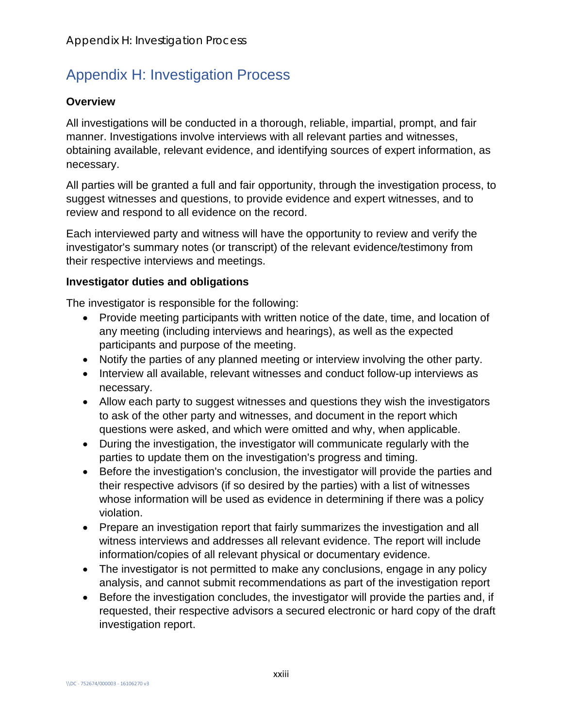# Appendix H: Investigation Process

### Overview

All investigations will be conducted in a thorough, reliable, impartial, prompt, and fair manner. Investigations involve interviews with all relevant parties and witnesses, obtaining available, relevant evidence, and identifying sources of expert information, as necessary.

All parties will be granted a full and fair opportunity, through the investigation process, to suggest witnesses and questions, to provide evidence and expert witnesses, and to review and respond to all evidence on the record.

Each interviewed party and witness will have the opportunity to review and verify the investigator's summary notes (or transcript) of the relevant evidence/testimony from their respective interviews and meetings.

### Investigator duties and obligations

The investigator is responsible for the following:

- Provide meeting participants with written notice of the date, time, and location of any meeting (including interviews and hearings), as well as the expected participants and purpose of the meeting.
- Notify the parties of any planned meeting or interview involving the other party.
- Interview all available, relevant witnesses and conduct follow-up interviews as necessary.
- Allow each party to suggest witnesses and questions they wish the investigators to ask of the other party and witnesses, and document in the report which questions were asked, and which were omitted and why, when applicable.
- During the investigation, the investigator will communicate regularly with the parties to update them on the investigation's progress and timing.
- Before the investigation's conclusion, the investigator will provide the parties and their respective advisors (if so desired by the parties) with a list of witnesses whose information will be used as evidence in determining if there was a policy violation.
- Prepare an investigation report that fairly summarizes the investigation and all witness interviews and addresses all relevant evidence. The report will include information/copies of all relevant physical or documentary evidence.
- The investigator is not permitted to make any conclusions, engage in any policy analysis, and cannot submit recommendations as part of the investigation report
- Before the investigation concludes, the investigator will provide the parties and, if requested, their respective advisors a secured electronic or hard copy of the draft investigation report.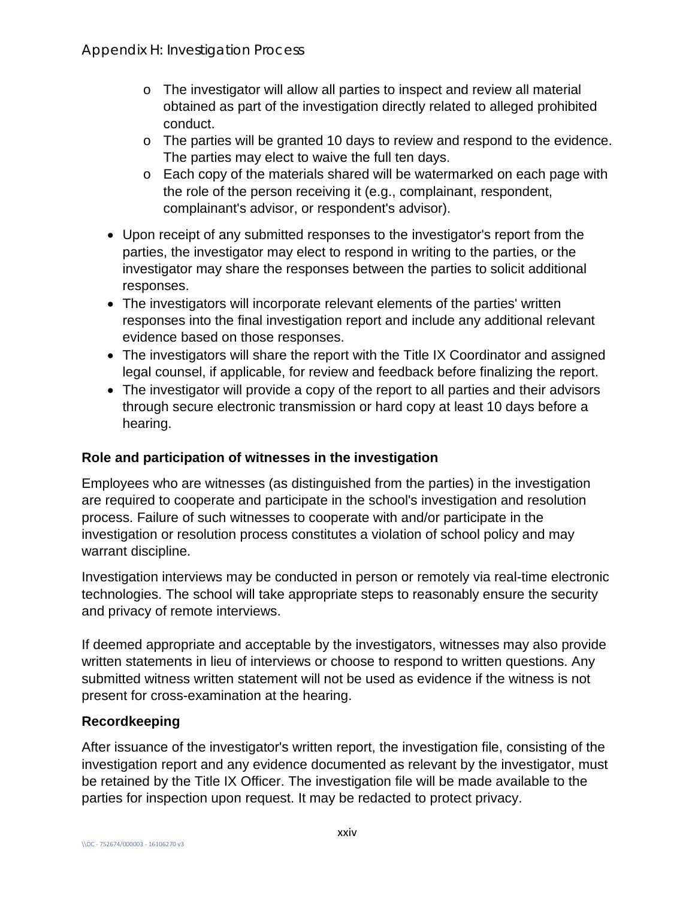- The investigator will allow all parties to inspect and review all material obtained as part of the investigation directly related to alleged prohibited conduct.
    - The parties will be granted 10 days to review and respond to the evidence. The parties may elect to waive the full ten days.
    - Each copy of the materials shared will be watermarked on each page with the role of the person receiving it (e.g., complainant, respondent, complainant's advisor, or respondent's advisor).
- Upon receipt of any submitted responses to the investigator's report from the parties, the investigator may elect to respond in writing to the parties, or the investigator may share the responses between the parties to solicit additional responses.
- The investigators will incorporate relevant elements of the parties' written responses into the final investigation report and include any additional relevant evidence based on those responses.
- The investigators will share the report with the Title IX Coordinator and assigned legal counsel, if applicable, for review and feedback before finalizing the report.
- The investigator will provide a copy of the report to all parties and their advisors through secure electronic transmission or hard copy at least 10 days before a hearing.

**Role and participation of witnesses in the investigation**

Employees who are witnesses (as distinguished from the parties) in the investigation are required to cooperate and participate in the school's investigation and resolution process. Failure of such witnesses to cooperate with and/or participate in the investigation or resolution process constitutes a violation of school policy and may warrant discipline.

Investigation interviews may be conducted in person or remotely via real-time electronic technologies. The school will take appropriate steps to reasonably ensure the security and privacy of remote interviews.

If deemed appropriate and acceptable by the investigators, witnesses may also provide written statements in lieu of interviews or choose to respond to written questions. Any submitted witness written statement will not be used as evidence if the witness is not present for cross-examination at the hearing.

**Recordkeeping**

After issuance of the investigator's written report, the investigation file, consisting of the investigation report and any evidence documented as relevant by the investigator, must be retained by the Title IX Officer. The investigation file will be made available to the parties for inspection upon request. It may be redacted to protect privacy.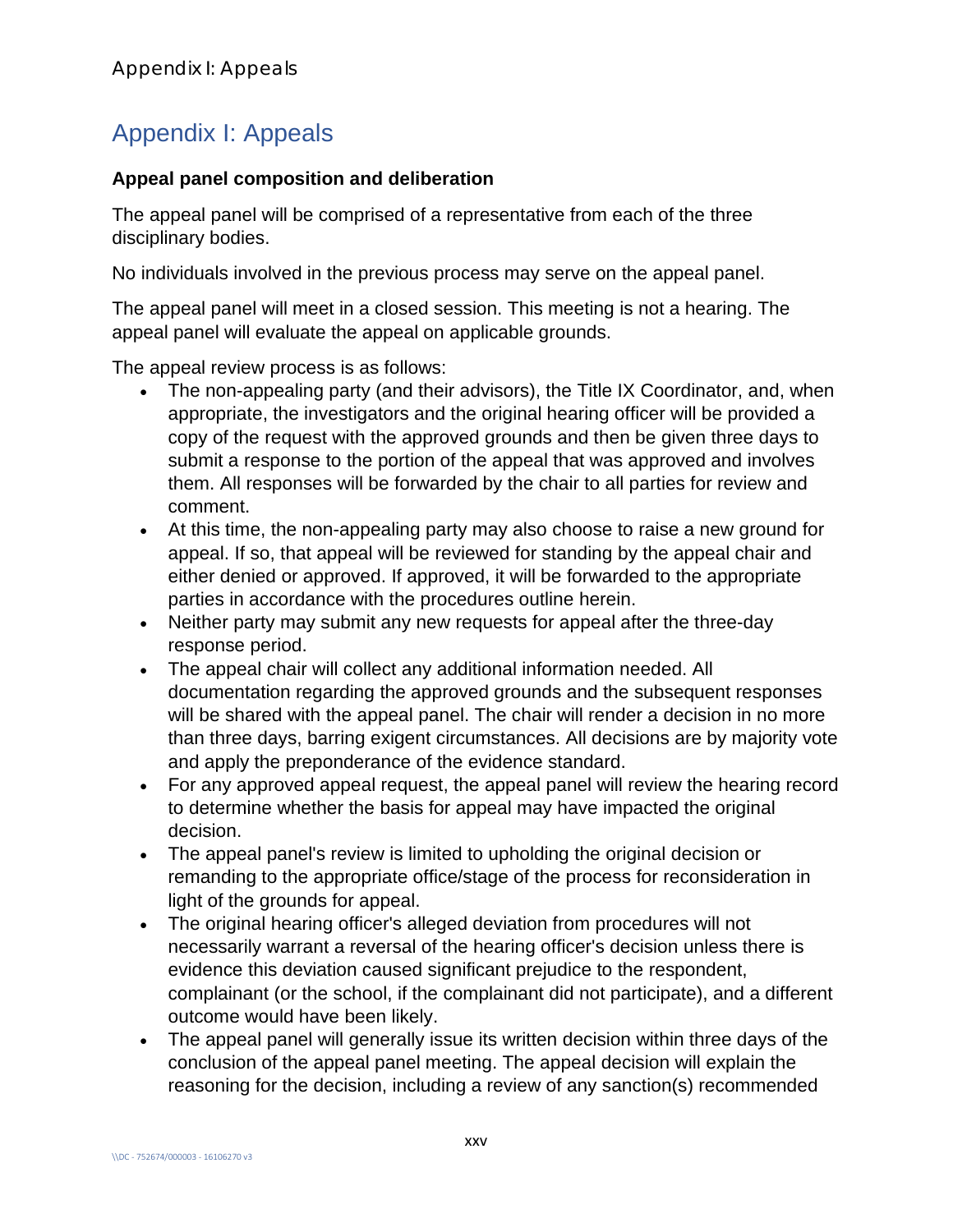# Appendix I: Appeals

### Appeal panel composition and deliberation

The appeal panel will be comprised of a representative from each of the three disciplinary bodies.

No individuals involved in the previous process may serve on the appeal panel.

The appeal panel will meet in a closed session. This meeting is not a hearing. The appeal panel will evaluate the appeal on applicable grounds.

The appeal review process is as follows:

- The non-appealing party (and their advisors), the Title IX Coordinator, and, when appropriate, the investigators and the original hearing officer will be provided a copy of the request with the approved grounds and then be given three days to submit a response to the portion of the appeal that was approved and involves them. All responses will be forwarded by the chair to all parties for review and comment.
- At this time, the non-appealing party may also choose to raise a new ground for appeal. If so, that appeal will be reviewed for standing by the appeal chair and either denied or approved. If approved, it will be forwarded to the appropriate parties in accordance with the procedures outline herein.
- Neither party may submit any new requests for appeal after the three-day response period.
- The appeal chair will collect any additional information needed. All documentation regarding the approved grounds and the subsequent responses will be shared with the appeal panel. The chair will render a decision in no more than three days, barring exigent circumstances. All decisions are by majority vote and apply the preponderance of the evidence standard.
- For any approved appeal request, the appeal panel will review the hearing record to determine whether the basis for appeal may have impacted the original decision.
- The appeal panel's review is limited to upholding the original decision or remanding to the appropriate office/stage of the process for reconsideration in light of the grounds for appeal.
- The original hearing officer's alleged deviation from procedures will not necessarily warrant a reversal of the hearing officer's decision unless there is evidence this deviation caused significant prejudice to the respondent, complainant (or the school, if the complainant did not participate), and a different outcome would have been likely.
- The appeal panel will generally issue its written decision within three days of the conclusion of the appeal panel meeting. The appeal decision will explain the reasoning for the decision, including a review of any sanction(s) recommended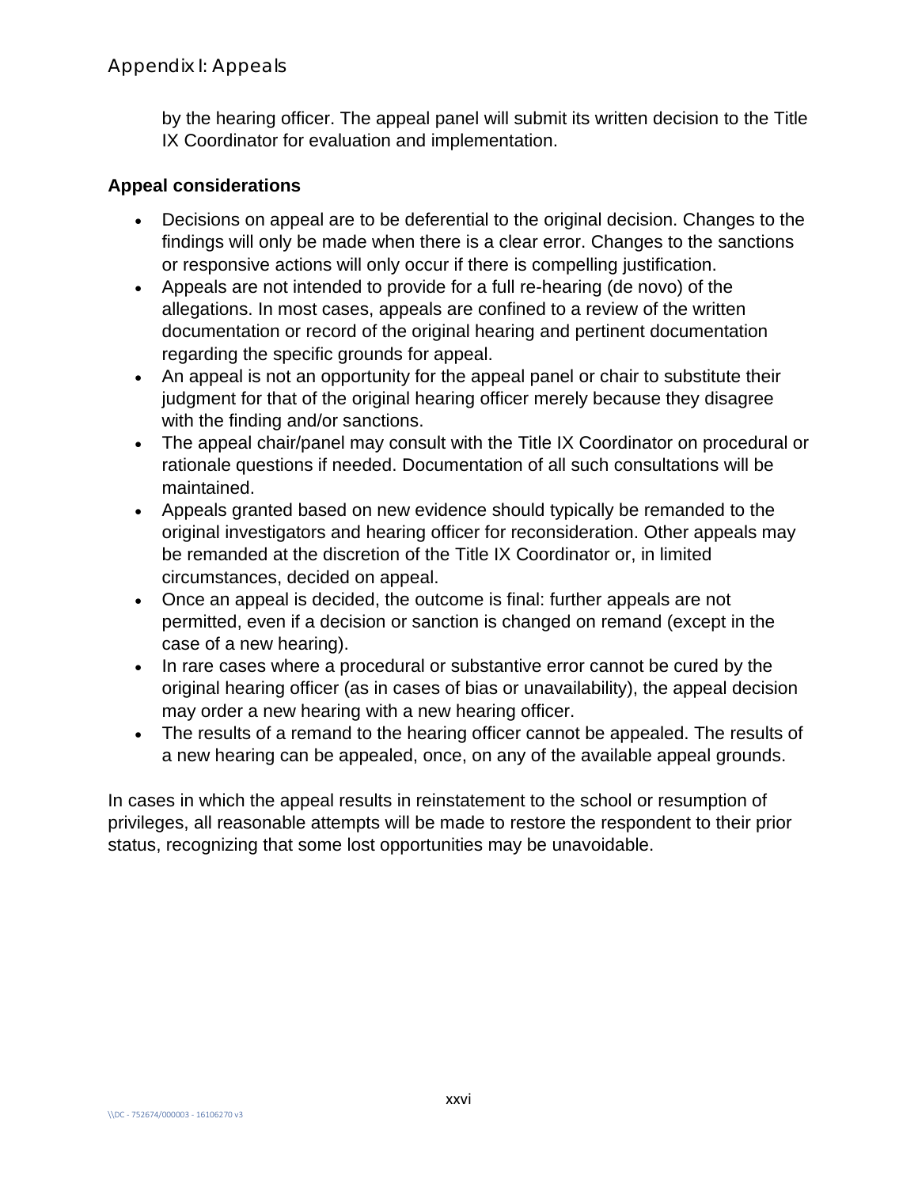by the hearing officer. The appeal panel will submit its written decision to the Title IX Coordinator for evaluation and implementation.

**Appeal considerations**

- Decisions on appeal are to be deferential to the original decision. Changes to the findings will only be made when there is a clear error. Changes to the sanctions or responsive actions will only occur if there is compelling justification.
- Appeals are not intended to provide for a full re-hearing (de novo) of the allegations. In most cases, appeals are confined to a review of the written documentation or record of the original hearing and pertinent documentation regarding the specific grounds for appeal.
- An appeal is not an opportunity for the appeal panel or chair to substitute their judgment for that of the original hearing officer merely because they disagree with the finding and/or sanctions.
- The appeal chair/panel may consult with the Title IX Coordinator on procedural or rationale questions if needed. Documentation of all such consultations will be maintained.
- Appeals granted based on new evidence should typically be remanded to the original investigators and hearing officer for reconsideration. Other appeals may be remanded at the discretion of the Title IX Coordinator or, in limited circumstances, decided on appeal.
- Once an appeal is decided, the outcome is final: further appeals are not permitted, even if a decision or sanction is changed on remand (except in the case of a new hearing).
- In rare cases where a procedural or substantive error cannot be cured by the original hearing officer (as in cases of bias or unavailability), the appeal decision may order a new hearing with a new hearing officer.
- The results of a remand to the hearing officer cannot be appealed. The results of a new hearing can be appealed, once, on any of the available appeal grounds.

In cases in which the appeal results in reinstatement to the school or resumption of privileges, all reasonable attempts will be made to restore the respondent to their prior status, recognizing that some lost opportunities may be unavoidable.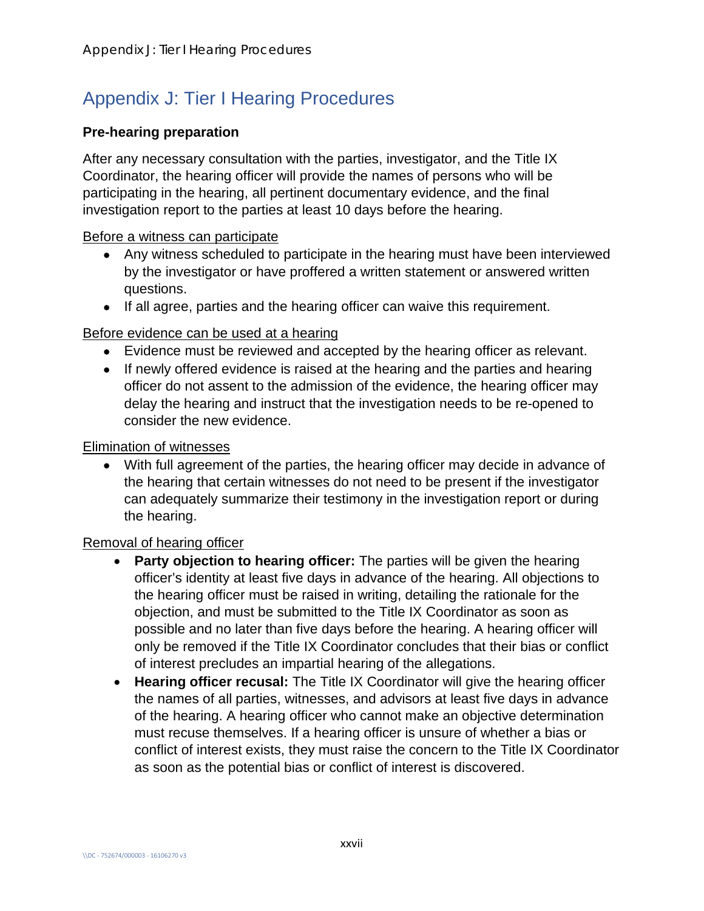# Appendix J: Tier I Hearing Procedures

**Pre-hearing preparation**

After any necessary consultation with the parties, investigator, and the Title IX Coordinator, the hearing officer will provide the names of persons who will be participating in the hearing, all pertinent documentary evidence, and the final investigation report to the parties at least 10 days before the hearing.

<u>Before a witness can participate</u>

- Any witness scheduled to participate in the hearing must have been interviewed by the investigator or have proffered a written statement or answered written questions.
- If all agree, parties and the hearing officer can waive this requirement.

<u>Before evidence can be used at a hearing</u>

- Evidence must be reviewed and accepted by the hearing officer as relevant.
- If newly offered evidence is raised at the hearing and the parties and hearing officer do not assent to the admission of the evidence, the hearing officer may delay the hearing and instruct that the investigation needs to be re-opened to consider the new evidence.

<u>Elimination of witnesses</u>

- With full agreement of the parties, the hearing officer may decide in advance of the hearing that certain witnesses do not need to be present if the investigator can adequately summarize their testimony in the investigation report or during the hearing.

<u>Removal of hearing officer</u>

- **Party objection to hearing officer:** The parties will be given the hearing officer's identity at least five days in advance of the hearing. All objections to the hearing officer must be raised in writing, detailing the rationale for the objection, and must be submitted to the Title IX Coordinator as soon as possible and no later than five days before the hearing. A hearing officer will only be removed if the Title IX Coordinator concludes that their bias or conflict of interest precludes an impartial hearing of the allegations.
- **Hearing officer recusal:** The Title IX Coordinator will give the hearing officer the names of all parties, witnesses, and advisors at least five days in advance of the hearing. A hearing officer who cannot make an objective determination must recuse themselves. If a hearing officer is unsure of whether a bias or conflict of interest exists, they must raise the concern to the Title IX Coordinator as soon as the potential bias or conflict of interest is discovered.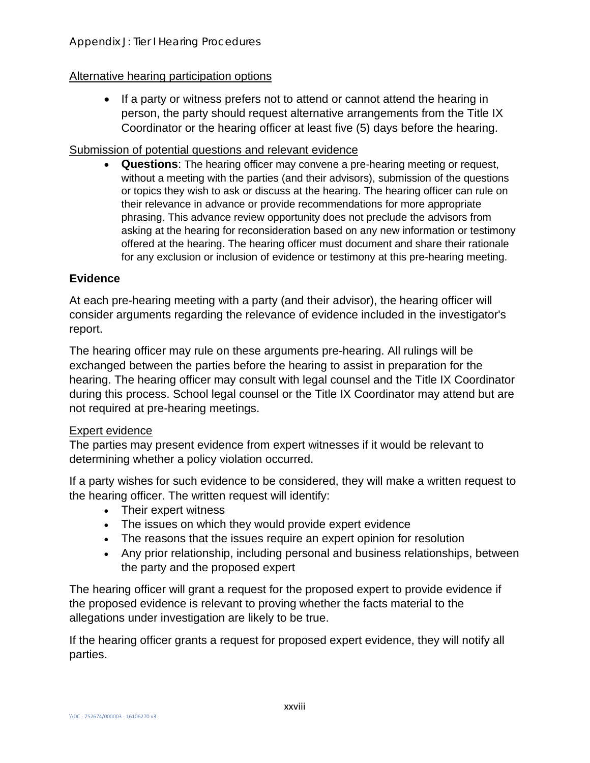Alternative hearing participation options

- If a party or witness prefers not to attend or cannot attend the hearing in person, the party should request alternative arrangements from the Title IX Coordinator or the hearing officer at least five (5) days before the hearing.

Submission of potential questions and relevant evidence

- **Questions**: The hearing officer may convene a pre-hearing meeting or request, without a meeting with the parties (and their advisors), submission of the questions or topics they wish to ask or discuss at the hearing. The hearing officer can rule on their relevance in advance or provide recommendations for more appropriate phrasing. This advance review opportunity does not preclude the advisors from asking at the hearing for reconsideration based on any new information or testimony offered at the hearing. The hearing officer must document and share their rationale for any exclusion or inclusion of evidence or testimony at this pre-hearing meeting.

**Evidence**

At each pre-hearing meeting with a party (and their advisor), the hearing officer will consider arguments regarding the relevance of evidence included in the investigator's report.

The hearing officer may rule on these arguments pre-hearing. All rulings will be exchanged between the parties before the hearing to assist in preparation for the hearing. The hearing officer may consult with legal counsel and the Title IX Coordinator during this process. School legal counsel or the Title IX Coordinator may attend but are not required at pre-hearing meetings.

Expert evidence

The parties may present evidence from expert witnesses if it would be relevant to determining whether a policy violation occurred.

If a party wishes for such evidence to be considered, they will make a written request to the hearing officer. The written request will identify:

- Their expert witness
- The issues on which they would provide expert evidence
- The reasons that the issues require an expert opinion for resolution
- Any prior relationship, including personal and business relationships, between the party and the proposed expert

The hearing officer will grant a request for the proposed expert to provide evidence if the proposed evidence is relevant to proving whether the facts material to the allegations under investigation are likely to be true.

If the hearing officer grants a request for proposed expert evidence, they will notify all parties.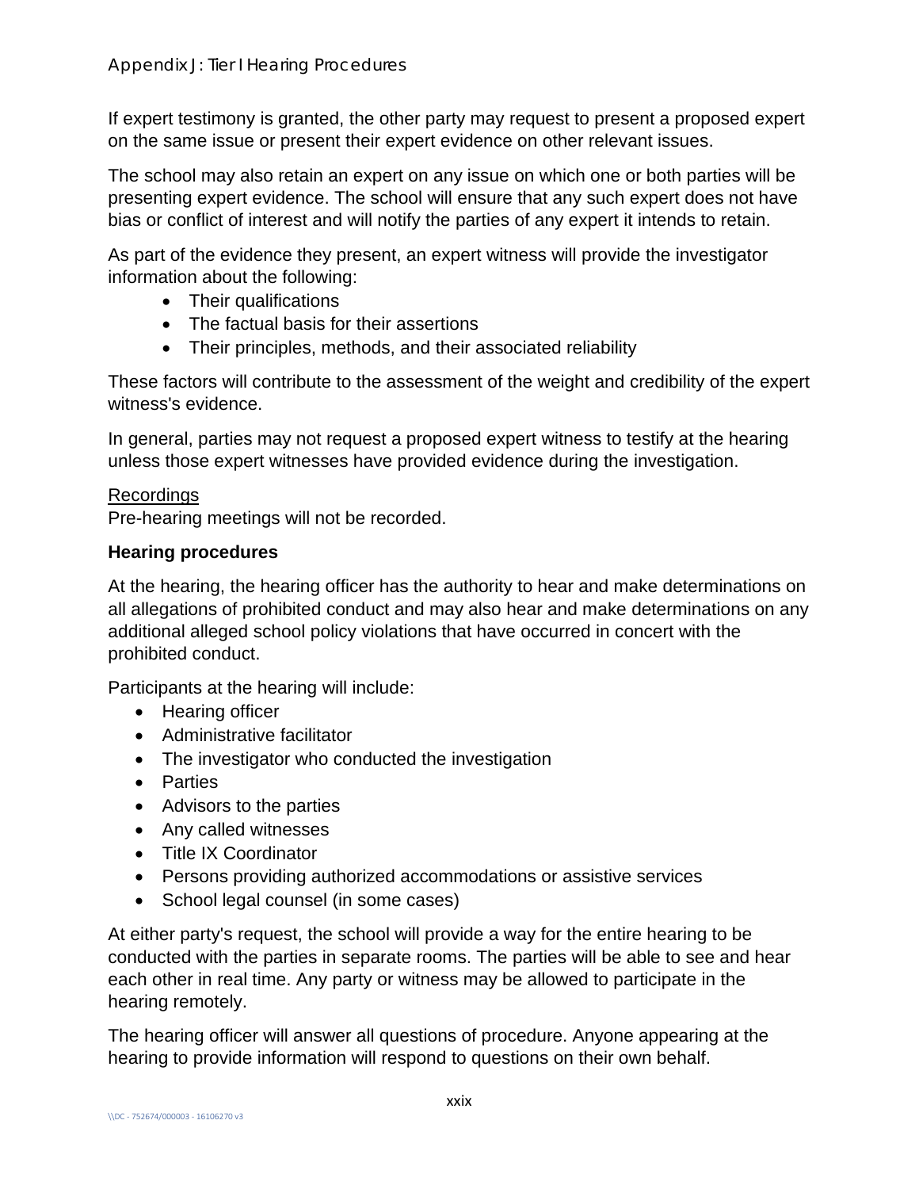If expert testimony is granted, the other party may request to present a proposed expert on the same issue or present their expert evidence on other relevant issues.

The school may also retain an expert on any issue on which one or both parties will be presenting expert evidence. The school will ensure that any such expert does not have bias or conflict of interest and will notify the parties of any expert it intends to retain.

As part of the evidence they present, an expert witness will provide the investigator information about the following:

- Their qualifications
- The factual basis for their assertions
- Their principles, methods, and their associated reliability

These factors will contribute to the assessment of the weight and credibility of the expert witness's evidence.

In general, parties may not request a proposed expert witness to testify at the hearing unless those expert witnesses have provided evidence during the investigation.

<u>Recordings</u>
Pre-hearing meetings will not be recorded.

**Hearing procedures**

At the hearing, the hearing officer has the authority to hear and make determinations on all allegations of prohibited conduct and may also hear and make determinations on any additional alleged school policy violations that have occurred in concert with the prohibited conduct.

Participants at the hearing will include:

- Hearing officer
- Administrative facilitator
- The investigator who conducted the investigation
- Parties
- Advisors to the parties
- Any called witnesses
- Title IX Coordinator
- Persons providing authorized accommodations or assistive services
- School legal counsel (in some cases)

At either party's request, the school will provide a way for the entire hearing to be conducted with the parties in separate rooms. The parties will be able to see and hear each other in real time. Any party or witness may be allowed to participate in the hearing remotely.

The hearing officer will answer all questions of procedure. Anyone appearing at the hearing to provide information will respond to questions on their own behalf.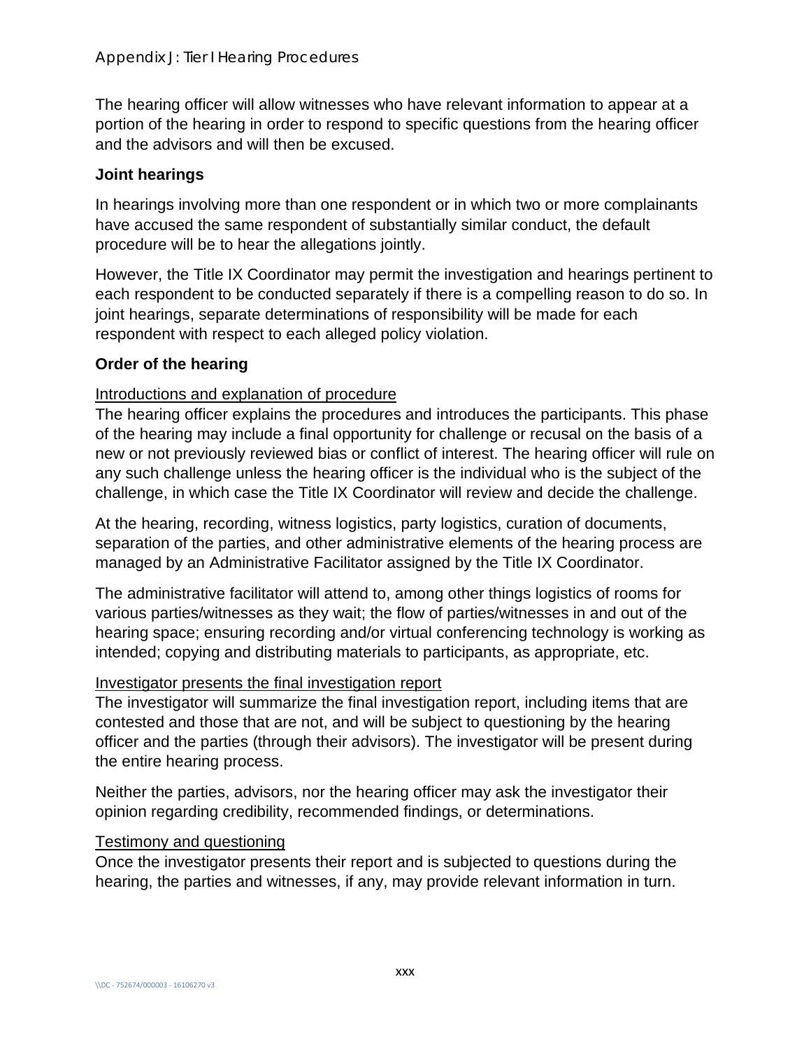The hearing officer will allow witnesses who have relevant information to appear at a portion of the hearing in order to respond to specific questions from the hearing officer and the advisors and will then be excused.

**Joint hearings**

In hearings involving more than one respondent or in which two or more complainants have accused the same respondent of substantially similar conduct, the default procedure will be to hear the allegations jointly.

However, the Title IX Coordinator may permit the investigation and hearings pertinent to each respondent to be conducted separately if there is a compelling reason to do so. In joint hearings, separate determinations of responsibility will be made for each respondent with respect to each alleged policy violation.

**Order of the hearing**

<u>Introductions and explanation of procedure</u>

The hearing officer explains the procedures and introduces the participants. This phase of the hearing may include a final opportunity for challenge or recusal on the basis of a new or not previously reviewed bias or conflict of interest. The hearing officer will rule on any such challenge unless the hearing officer is the individual who is the subject of the challenge, in which case the Title IX Coordinator will review and decide the challenge.

At the hearing, recording, witness logistics, party logistics, curation of documents, separation of the parties, and other administrative elements of the hearing process are managed by an Administrative Facilitator assigned by the Title IX Coordinator.

The administrative facilitator will attend to, among other things logistics of rooms for various parties/witnesses as they wait; the flow of parties/witnesses in and out of the hearing space; ensuring recording and/or virtual conferencing technology is working as intended; copying and distributing materials to participants, as appropriate, etc.

<u>Investigator presents the final investigation report</u>

The investigator will summarize the final investigation report, including items that are contested and those that are not, and will be subject to questioning by the hearing officer and the parties (through their advisors). The investigator will be present during the entire hearing process.

Neither the parties, advisors, nor the hearing officer may ask the investigator their opinion regarding credibility, recommended findings, or determinations.

<u>Testimony and questioning</u>

Once the investigator presents their report and is subjected to questions during the hearing, the parties and witnesses, if any, may provide relevant information in turn.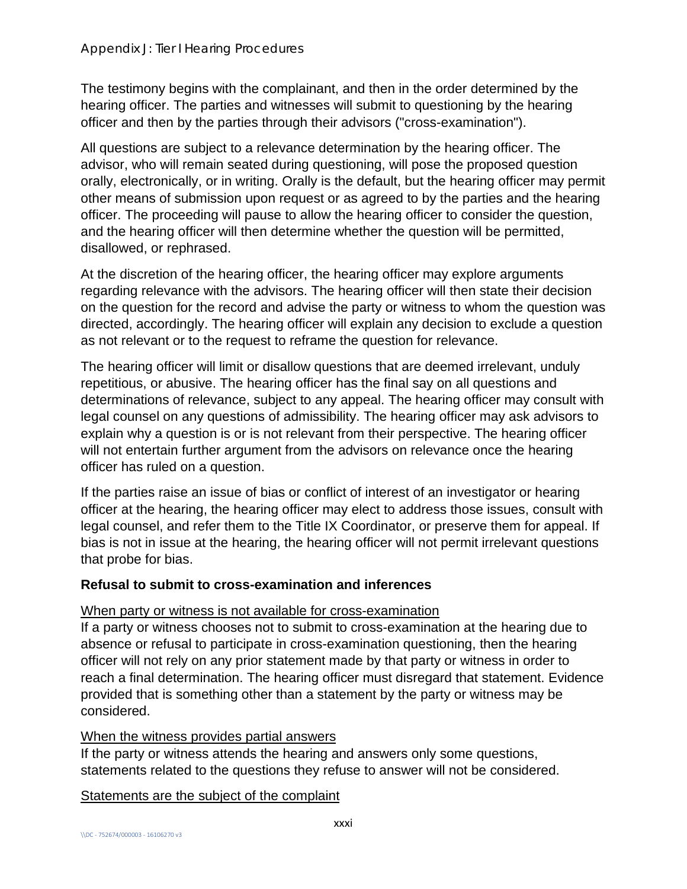The testimony begins with the complainant, and then in the order determined by the hearing officer. The parties and witnesses will submit to questioning by the hearing officer and then by the parties through their advisors ("cross-examination").

All questions are subject to a relevance determination by the hearing officer. The advisor, who will remain seated during questioning, will pose the proposed question orally, electronically, or in writing. Orally is the default, but the hearing officer may permit other means of submission upon request or as agreed to by the parties and the hearing officer. The proceeding will pause to allow the hearing officer to consider the question, and the hearing officer will then determine whether the question will be permitted, disallowed, or rephrased.

At the discretion of the hearing officer, the hearing officer may explore arguments regarding relevance with the advisors. The hearing officer will then state their decision on the question for the record and advise the party or witness to whom the question was directed, accordingly. The hearing officer will explain any decision to exclude a question as not relevant or to the request to reframe the question for relevance.

The hearing officer will limit or disallow questions that are deemed irrelevant, unduly repetitious, or abusive. The hearing officer has the final say on all questions and determinations of relevance, subject to any appeal. The hearing officer may consult with legal counsel on any questions of admissibility. The hearing officer may ask advisors to explain why a question is or is not relevant from their perspective. The hearing officer will not entertain further argument from the advisors on relevance once the hearing officer has ruled on a question.

If the parties raise an issue of bias or conflict of interest of an investigator or hearing officer at the hearing, the hearing officer may elect to address those issues, consult with legal counsel, and refer them to the Title IX Coordinator, or preserve them for appeal. If bias is not in issue at the hearing, the hearing officer will not permit irrelevant questions that probe for bias.

**Refusal to submit to cross-examination and inferences**

<u>When party or witness is not available for cross-examination</u>
If a party or witness chooses not to submit to cross-examination at the hearing due to absence or refusal to participate in cross-examination questioning, then the hearing officer will not rely on any prior statement made by that party or witness in order to reach a final determination. The hearing officer must disregard that statement. Evidence provided that is something other than a statement by the party or witness may be considered.

<u>When the witness provides partial answers</u>
If the party or witness attends the hearing and answers only some questions, statements related to the questions they refuse to answer will not be considered.

<u>Statements are the subject of the complaint</u>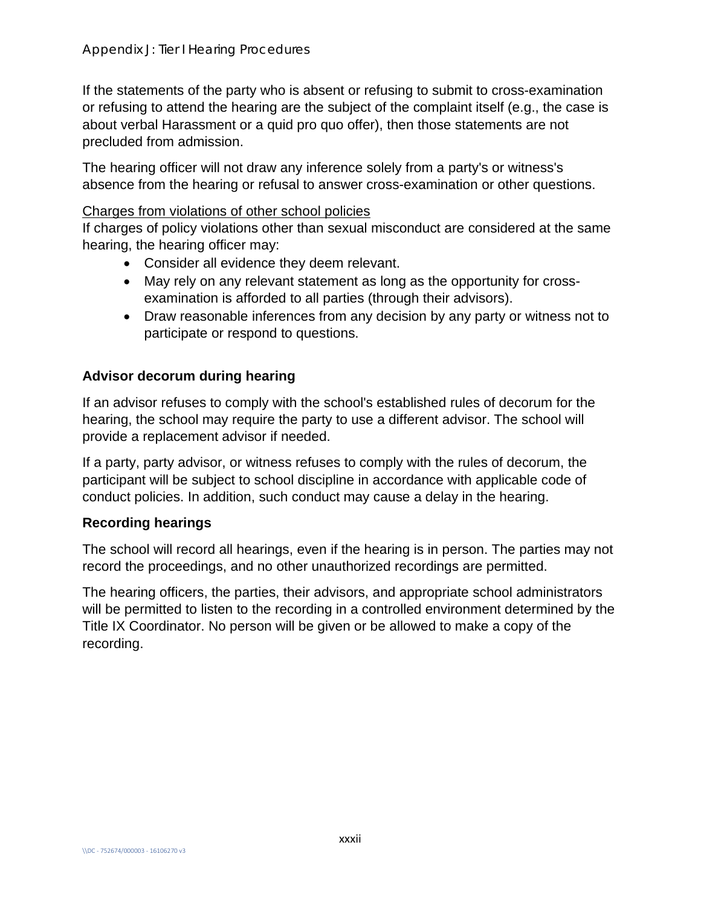If the statements of the party who is absent or refusing to submit to cross-examination or refusing to attend the hearing are the subject of the complaint itself (e.g., the case is about verbal Harassment or a quid pro quo offer), then those statements are not precluded from admission.

The hearing officer will not draw any inference solely from a party's or witness's absence from the hearing or refusal to answer cross-examination or other questions.

Charges from violations of other school policies

If charges of policy violations other than sexual misconduct are considered at the same hearing, the hearing officer may:

- Consider all evidence they deem relevant.
- May rely on any relevant statement as long as the opportunity for cross-examination is afforded to all parties (through their advisors).
- Draw reasonable inferences from any decision by any party or witness not to participate or respond to questions.

### Advisor decorum during hearing

If an advisor refuses to comply with the school's established rules of decorum for the hearing, the school may require the party to use a different advisor. The school will provide a replacement advisor if needed.

If a party, party advisor, or witness refuses to comply with the rules of decorum, the participant will be subject to school discipline in accordance with applicable code of conduct policies. In addition, such conduct may cause a delay in the hearing.

### Recording hearings

The school will record all hearings, even if the hearing is in person. The parties may not record the proceedings, and no other unauthorized recordings are permitted.

The hearing officers, the parties, their advisors, and appropriate school administrators will be permitted to listen to the recording in a controlled environment determined by the Title IX Coordinator. No person will be given or be allowed to make a copy of the recording.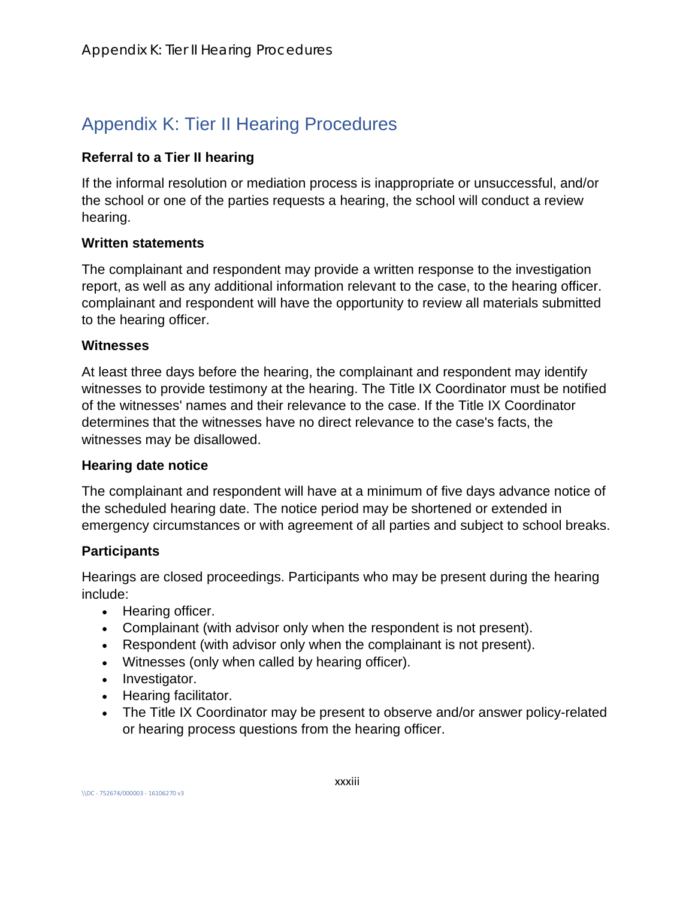# Appendix K: Tier II Hearing Procedures

**Referral to a Tier II hearing**

If the informal resolution or mediation process is inappropriate or unsuccessful, and/or the school or one of the parties requests a hearing, the school will conduct a review hearing.

**Written statements**

The complainant and respondent may provide a written response to the investigation report, as well as any additional information relevant to the case, to the hearing officer. complainant and respondent will have the opportunity to review all materials submitted to the hearing officer.

**Witnesses**

At least three days before the hearing, the complainant and respondent may identify witnesses to provide testimony at the hearing. The Title IX Coordinator must be notified of the witnesses' names and their relevance to the case. If the Title IX Coordinator determines that the witnesses have no direct relevance to the case's facts, the witnesses may be disallowed.

**Hearing date notice**

The complainant and respondent will have at a minimum of five days advance notice of the scheduled hearing date. The notice period may be shortened or extended in emergency circumstances or with agreement of all parties and subject to school breaks.

**Participants**

Hearings are closed proceedings. Participants who may be present during the hearing include:

- Hearing officer.
- Complainant (with advisor only when the respondent is not present).
- Respondent (with advisor only when the complainant is not present).
- Witnesses (only when called by hearing officer).
- Investigator.
- Hearing facilitator.
- The Title IX Coordinator may be present to observe and/or answer policy-related or hearing process questions from the hearing officer.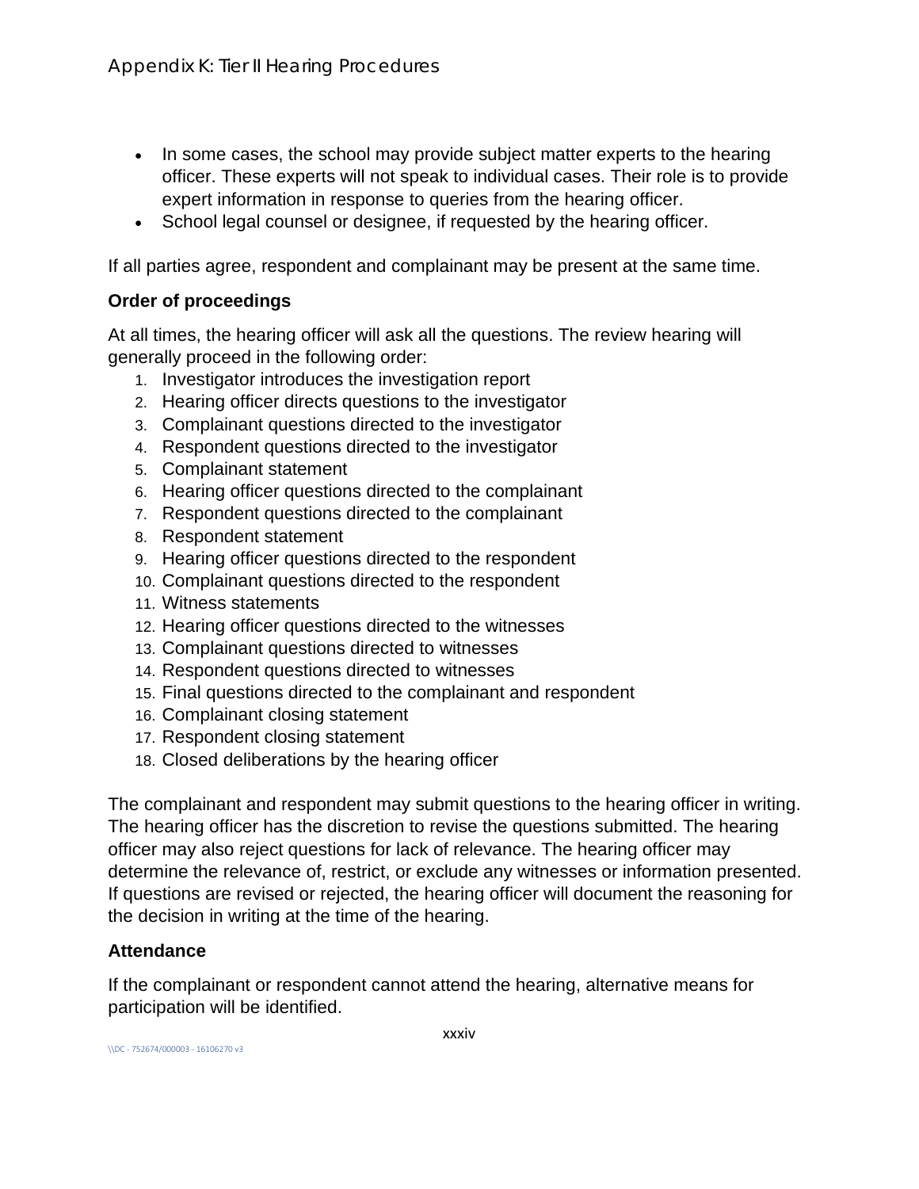- In some cases, the school may provide subject matter experts to the hearing officer. These experts will not speak to individual cases. Their role is to provide expert information in response to queries from the hearing officer.
- School legal counsel or designee, if requested by the hearing officer.

If all parties agree, respondent and complainant may be present at the same time.

### Order of proceedings

At all times, the hearing officer will ask all the questions. The review hearing will generally proceed in the following order:

1. Investigator introduces the investigation report
2. Hearing officer directs questions to the investigator
3. Complainant questions directed to the investigator
4. Respondent questions directed to the investigator
5. Complainant statement
6. Hearing officer questions directed to the complainant
7. Respondent questions directed to the complainant
8. Respondent statement
9. Hearing officer questions directed to the respondent
10. Complainant questions directed to the respondent
11. Witness statements
12. Hearing officer questions directed to the witnesses
13. Complainant questions directed to witnesses
14. Respondent questions directed to witnesses
15. Final questions directed to the complainant and respondent
16. Complainant closing statement
17. Respondent closing statement
18. Closed deliberations by the hearing officer

The complainant and respondent may submit questions to the hearing officer in writing. The hearing officer has the discretion to revise the questions submitted. The hearing officer may also reject questions for lack of relevance. The hearing officer may determine the relevance of, restrict, or exclude any witnesses or information presented. If questions are revised or rejected, the hearing officer will document the reasoning for the decision in writing at the time of the hearing.

### Attendance

If the complainant or respondent cannot attend the hearing, alternative means for participation will be identified.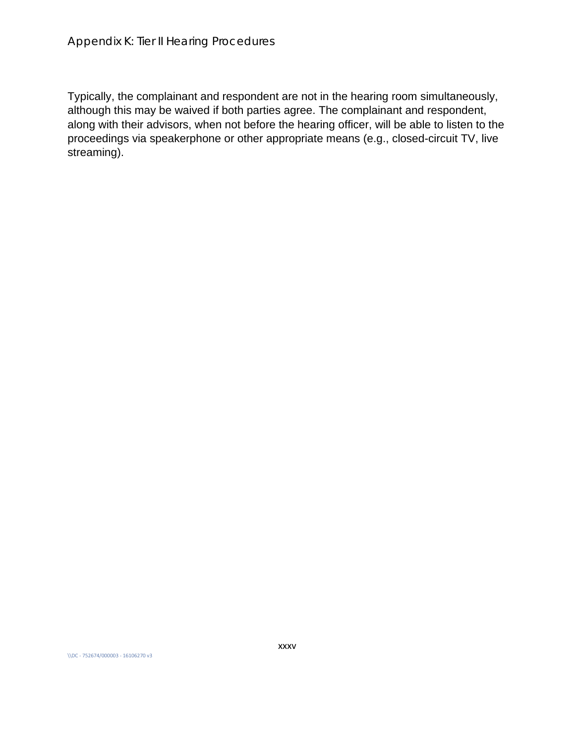Typically, the complainant and respondent are not in the hearing room simultaneously, although this may be waived if both parties agree. The complainant and respondent, along with their advisors, when not before the hearing officer, will be able to listen to the proceedings via speakerphone or other appropriate means (e.g., closed-circuit TV, live streaming).